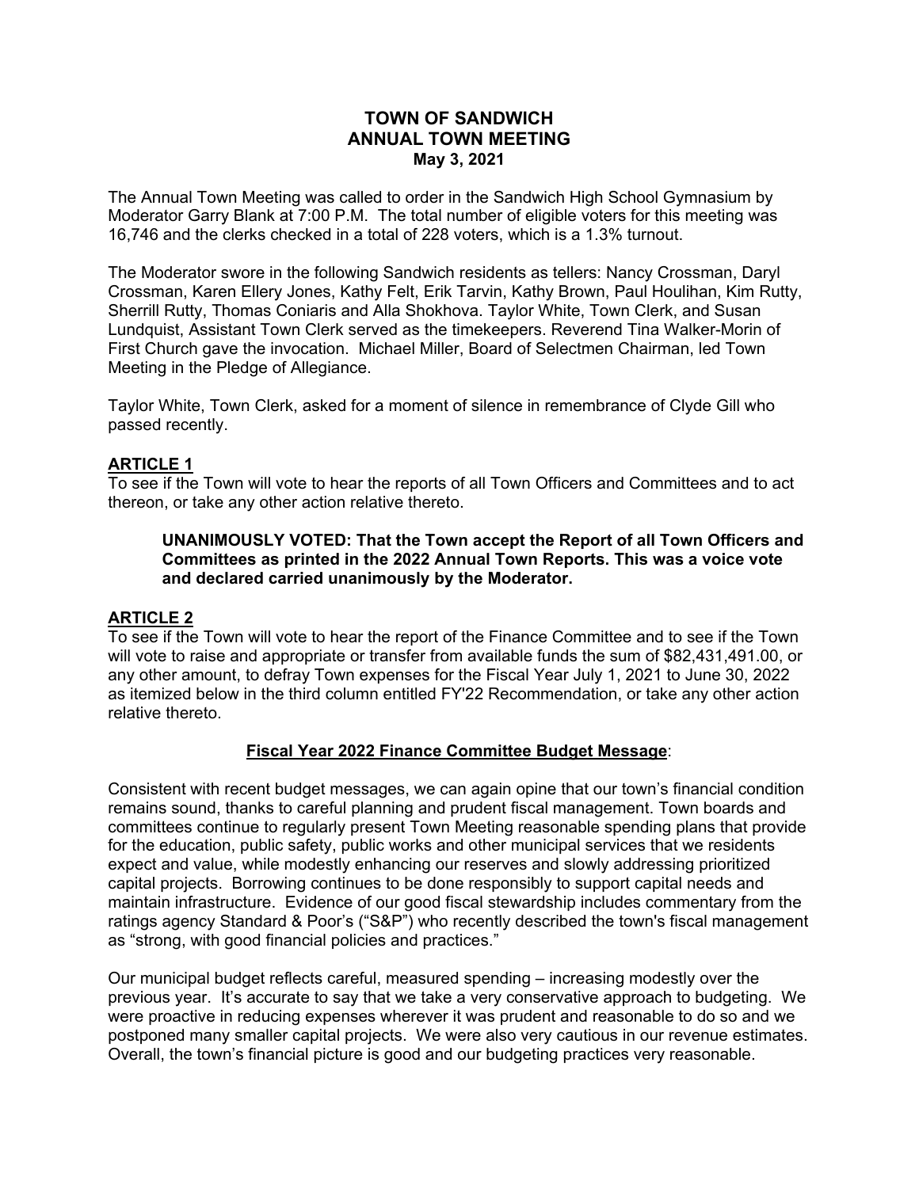# TOWN OF SANDWICH
# ANNUAL TOWN MEETING
## May 3, 2021

The Annual Town Meeting was called to order in the Sandwich High School Gymnasium by Moderator Garry Blank at 7:00 P.M. The total number of eligible voters for this meeting was 16,746 and the clerks checked in a total of 228 voters, which is a 1.3% turnout.

The Moderator swore in the following Sandwich residents as tellers: Nancy Crossman, Daryl Crossman, Karen Ellery Jones, Kathy Felt, Erik Tarvin, Kathy Brown, Paul Houlihan, Kim Rutty, Sherrill Rutty, Thomas Coniaris and Alla Shokhova. Taylor White, Town Clerk, and Susan Lundquist, Assistant Town Clerk served as the timekeepers. Reverend Tina Walker-Morin of First Church gave the invocation. Michael Miller, Board of Selectmen Chairman, led Town Meeting in the Pledge of Allegiance.

Taylor White, Town Clerk, asked for a moment of silence in remembrance of Clyde Gill who passed recently.

### ARTICLE 1

To see if the Town will vote to hear the reports of all Town Officers and Committees and to act thereon, or take any other action relative thereto.

> **UNANIMOUSLY VOTED: That the Town accept the Report of all Town Officers and Committees as printed in the 2022 Annual Town Reports. This was a voice vote and declared carried unanimously by the Moderator.**

### ARTICLE 2

To see if the Town will vote to hear the report of the Finance Committee and to see if the Town will vote to raise and appropriate or transfer from available funds the sum of $82,431,491.00, or any other amount, to defray Town expenses for the Fiscal Year July 1, 2021 to June 30, 2022 as itemized below in the third column entitled FY'22 Recommendation, or take any other action relative thereto.

### Fiscal Year 2022 Finance Committee Budget Message:

Consistent with recent budget messages, we can again opine that our town's financial condition remains sound, thanks to careful planning and prudent fiscal management. Town boards and committees continue to regularly present Town Meeting reasonable spending plans that provide for the education, public safety, public works and other municipal services that we residents expect and value, while modestly enhancing our reserves and slowly addressing prioritized capital projects. Borrowing continues to be done responsibly to support capital needs and maintain infrastructure. Evidence of our good fiscal stewardship includes commentary from the ratings agency Standard & Poor's ("S&P") who recently described the town's fiscal management as "strong, with good financial policies and practices."

Our municipal budget reflects careful, measured spending – increasing modestly over the previous year. It's accurate to say that we take a very conservative approach to budgeting. We were proactive in reducing expenses wherever it was prudent and reasonable to do so and we postponed many smaller capital projects. We were also very cautious in our revenue estimates. Overall, the town's financial picture is good and our budgeting practices very reasonable.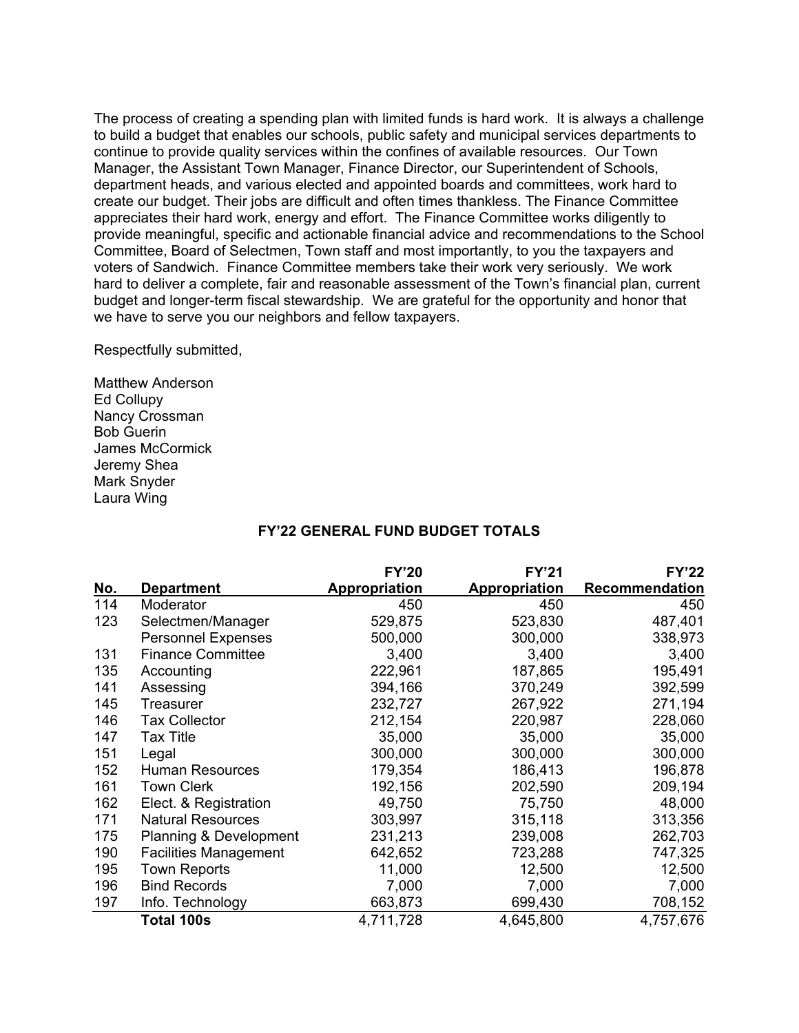The process of creating a spending plan with limited funds is hard work. It is always a challenge to build a budget that enables our schools, public safety and municipal services departments to continue to provide quality services within the confines of available resources. Our Town Manager, the Assistant Town Manager, Finance Director, our Superintendent of Schools, department heads, and various elected and appointed boards and committees, work hard to create our budget. Their jobs are difficult and often times thankless. The Finance Committee appreciates their hard work, energy and effort. The Finance Committee works diligently to provide meaningful, specific and actionable financial advice and recommendations to the School Committee, Board of Selectmen, Town staff and most importantly, to you the taxpayers and voters of Sandwich. Finance Committee members take their work very seriously. We work hard to deliver a complete, fair and reasonable assessment of the Town's financial plan, current budget and longer-term fiscal stewardship. We are grateful for the opportunity and honor that we have to serve you our neighbors and fellow taxpayers.

Respectfully submitted,

Matthew Anderson
Ed Collupy
Nancy Crossman
Bob Guerin
James McCormick
Jeremy Shea
Mark Snyder
Laura Wing

## FY'22 GENERAL FUND BUDGET TOTALS

| No. | Department | FY'20 Appropriation | FY'21 Appropriation | FY'22 Recommendation |
|---|---|---:|---:|---:|
| 114 | Moderator | 450 | 450 | 450 |
| 123 | Selectmen/Manager | 529,875 | 523,830 | 487,401 |
| | Personnel Expenses | 500,000 | 300,000 | 338,973 |
| 131 | Finance Committee | 3,400 | 3,400 | 3,400 |
| 135 | Accounting | 222,961 | 187,865 | 195,491 |
| 141 | Assessing | 394,166 | 370,249 | 392,599 |
| 145 | Treasurer | 232,727 | 267,922 | 271,194 |
| 146 | Tax Collector | 212,154 | 220,987 | 228,060 |
| 147 | Tax Title | 35,000 | 35,000 | 35,000 |
| 151 | Legal | 300,000 | 300,000 | 300,000 |
| 152 | Human Resources | 179,354 | 186,413 | 196,878 |
| 161 | Town Clerk | 192,156 | 202,590 | 209,194 |
| 162 | Elect. & Registration | 49,750 | 75,750 | 48,000 |
| 171 | Natural Resources | 303,997 | 315,118 | 313,356 |
| 175 | Planning & Development | 231,213 | 239,008 | 262,703 |
| 190 | Facilities Management | 642,652 | 723,288 | 747,325 |
| 195 | Town Reports | 11,000 | 12,500 | 12,500 |
| 196 | Bind Records | 7,000 | 7,000 | 7,000 |
| 197 | Info. Technology | 663,873 | 699,430 | 708,152 |
| | **Total 100s** | 4,711,728 | 4,645,800 | 4,757,676 |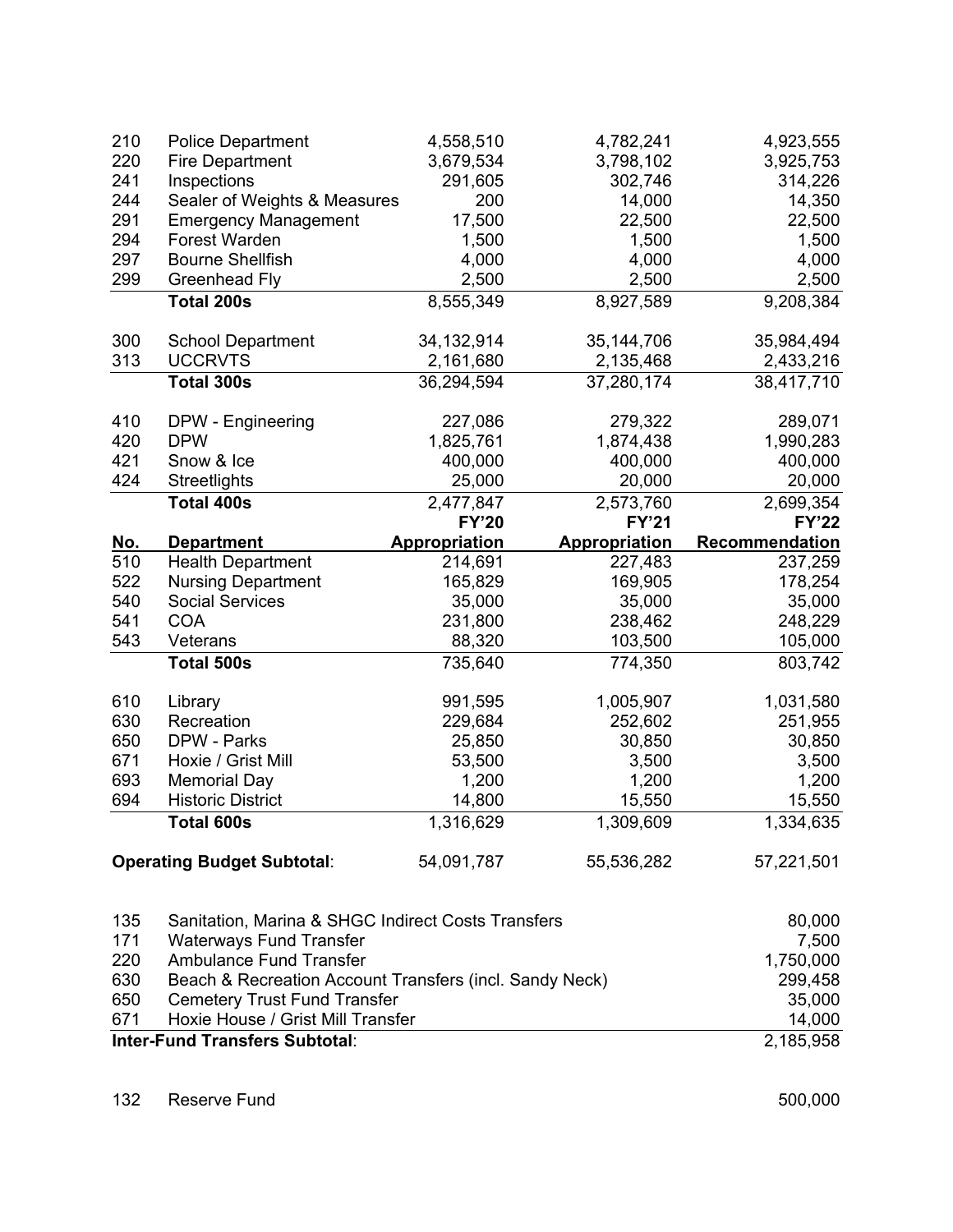| | | | | |
|---|---|---|---|---|
| 210 | Police Department | 4,558,510 | 4,782,241 | 4,923,555 |
| 220 | Fire Department | 3,679,534 | 3,798,102 | 3,925,753 |
| 241 | Inspections | 291,605 | 302,746 | 314,226 |
| 244 | Sealer of Weights & Measures | 200 | 14,000 | 14,350 |
| 291 | Emergency Management | 17,500 | 22,500 | 22,500 |
| 294 | Forest Warden | 1,500 | 1,500 | 1,500 |
| 297 | Bourne Shellfish | 4,000 | 4,000 | 4,000 |
| 299 | Greenhead Fly | 2,500 | 2,500 | 2,500 |
| | **Total 200s** | 8,555,349 | 8,927,589 | 9,208,384 |
| 300 | School Department | 34,132,914 | 35,144,706 | 35,984,494 |
| 313 | UCCRVTS | 2,161,680 | 2,135,468 | 2,433,216 |
| | **Total 300s** | 36,294,594 | 37,280,174 | 38,417,710 |
| 410 | DPW - Engineering | 227,086 | 279,322 | 289,071 |
| 420 | DPW | 1,825,761 | 1,874,438 | 1,990,283 |
| 421 | Snow & Ice | 400,000 | 400,000 | 400,000 |
| 424 | Streetlights | 25,000 | 20,000 | 20,000 |
| | **Total 400s** | 2,477,847 | 2,573,760 | 2,699,354 |

| No. | Department | FY'20 Appropriation | FY'21 Appropriation | FY'22 Recommendation |
|---|---|---|---|---|
| 510 | Health Department | 214,691 | 227,483 | 237,259 |
| 522 | Nursing Department | 165,829 | 169,905 | 178,254 |
| 540 | Social Services | 35,000 | 35,000 | 35,000 |
| 541 | COA | 231,800 | 238,462 | 248,229 |
| 543 | Veterans | 88,320 | 103,500 | 105,000 |
| | **Total 500s** | 735,640 | 774,350 | 803,742 |
| 610 | Library | 991,595 | 1,005,907 | 1,031,580 |
| 630 | Recreation | 229,684 | 252,602 | 251,955 |
| 650 | DPW - Parks | 25,850 | 30,850 | 30,850 |
| 671 | Hoxie / Grist Mill | 53,500 | 3,500 | 3,500 |
| 693 | Memorial Day | 1,200 | 1,200 | 1,200 |
| 694 | Historic District | 14,800 | 15,550 | 15,550 |
| | **Total 600s** | 1,316,629 | 1,309,609 | 1,334,635 |
| **Operating Budget Subtotal**: | | 54,091,787 | 55,536,282 | 57,221,501 |

| | | |
|---|---|---|
| 135 | Sanitation, Marina & SHGC Indirect Costs Transfers | 80,000 |
| 171 | Waterways Fund Transfer | 7,500 |
| 220 | Ambulance Fund Transfer | 1,750,000 |
| 630 | Beach & Recreation Account Transfers (incl. Sandy Neck) | 299,458 |
| 650 | Cemetery Trust Fund Transfer | 35,000 |
| 671 | Hoxie House / Grist Mill Transfer | 14,000 |
| **Inter-Fund Transfers Subtotal**: | | 2,185,958 |

| | | |
|---|---|---|
| 132 | Reserve Fund | 500,000 |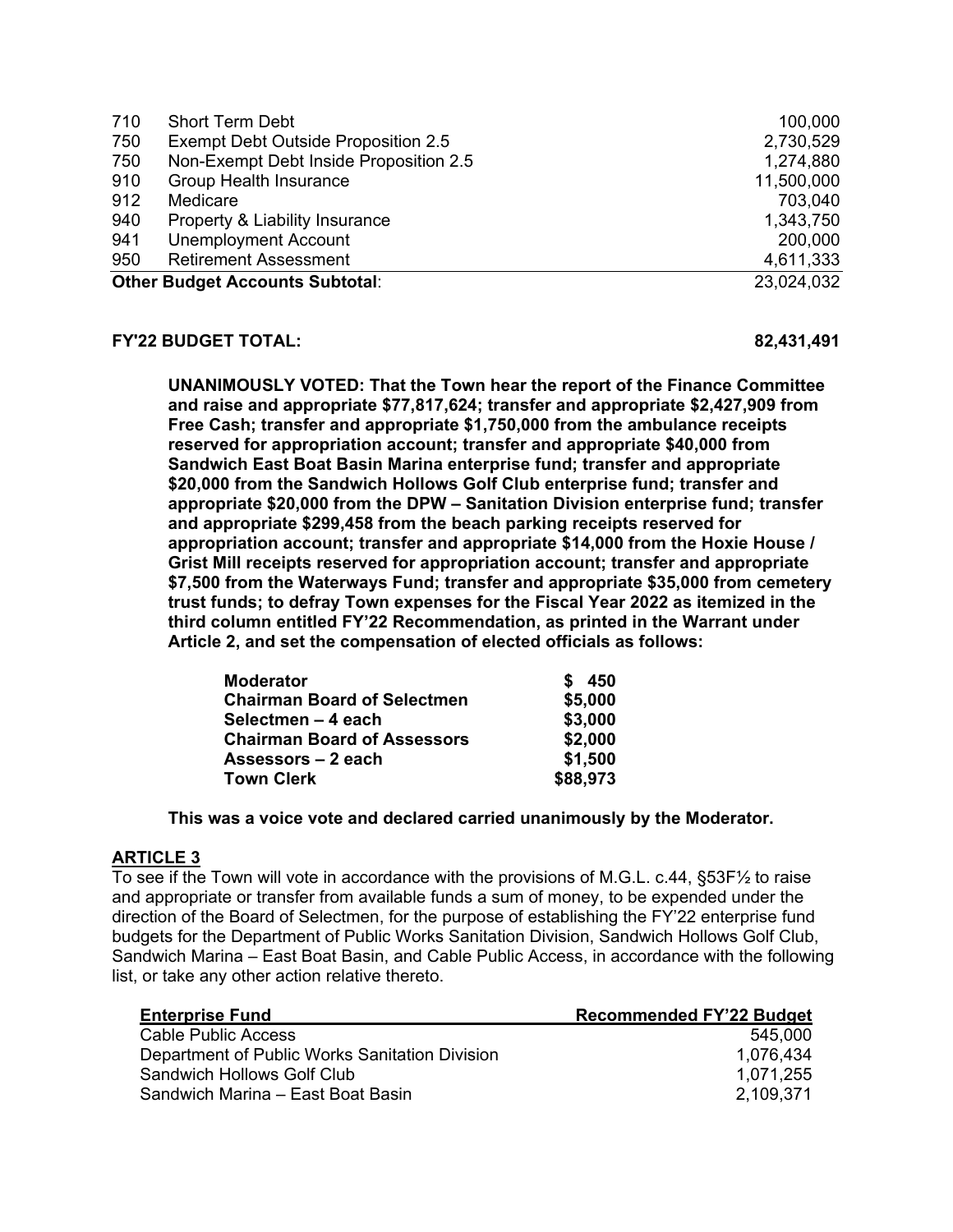| | | |
|---|---|---|
| 710 | Short Term Debt | 100,000 |
| 750 | Exempt Debt Outside Proposition 2.5 | 2,730,529 |
| 750 | Non-Exempt Debt Inside Proposition 2.5 | 1,274,880 |
| 910 | Group Health Insurance | 11,500,000 |
| 912 | Medicare | 703,040 |
| 940 | Property & Liability Insurance | 1,343,750 |
| 941 | Unemployment Account | 200,000 |
| 950 | Retirement Assessment | 4,611,333 |
| **Other Budget Accounts Subtotal**: | | 23,024,032 |

**FY'22 BUDGET TOTAL: 82,431,491**

**UNANIMOUSLY VOTED: That the Town hear the report of the Finance Committee and raise and appropriate $77,817,624; transfer and appropriate $2,427,909 from Free Cash; transfer and appropriate $1,750,000 from the ambulance receipts reserved for appropriation account; transfer and appropriate $40,000 from Sandwich East Boat Basin Marina enterprise fund; transfer and appropriate $20,000 from the Sandwich Hollows Golf Club enterprise fund; transfer and appropriate $20,000 from the DPW – Sanitation Division enterprise fund; transfer and appropriate $299,458 from the beach parking receipts reserved for appropriation account; transfer and appropriate $14,000 from the Hoxie House / Grist Mill receipts reserved for appropriation account; transfer and appropriate $7,500 from the Waterways Fund; transfer and appropriate $35,000 from cemetery trust funds; to defray Town expenses for the Fiscal Year 2022 as itemized in the third column entitled FY'22 Recommendation, as printed in the Warrant under Article 2, and set the compensation of elected officials as follows:**

| | |
|---|---|
| **Moderator** | **$ 450** |
| **Chairman Board of Selectmen** | **$5,000** |
| **Selectmen – 4 each** | **$3,000** |
| **Chairman Board of Assessors** | **$2,000** |
| **Assessors – 2 each** | **$1,500** |
| **Town Clerk** | **$88,973** |

**This was a voice vote and declared carried unanimously by the Moderator.**

## ARTICLE 3

To see if the Town will vote in accordance with the provisions of M.G.L. c.44, §53F½ to raise and appropriate or transfer from available funds a sum of money, to be expended under the direction of the Board of Selectmen, for the purpose of establishing the FY'22 enterprise fund budgets for the Department of Public Works Sanitation Division, Sandwich Hollows Golf Club, Sandwich Marina – East Boat Basin, and Cable Public Access, in accordance with the following list, or take any other action relative thereto.

| Enterprise Fund | Recommended FY'22 Budget |
|---|---|
| Cable Public Access | 545,000 |
| Department of Public Works Sanitation Division | 1,076,434 |
| Sandwich Hollows Golf Club | 1,071,255 |
| Sandwich Marina – East Boat Basin | 2,109,371 |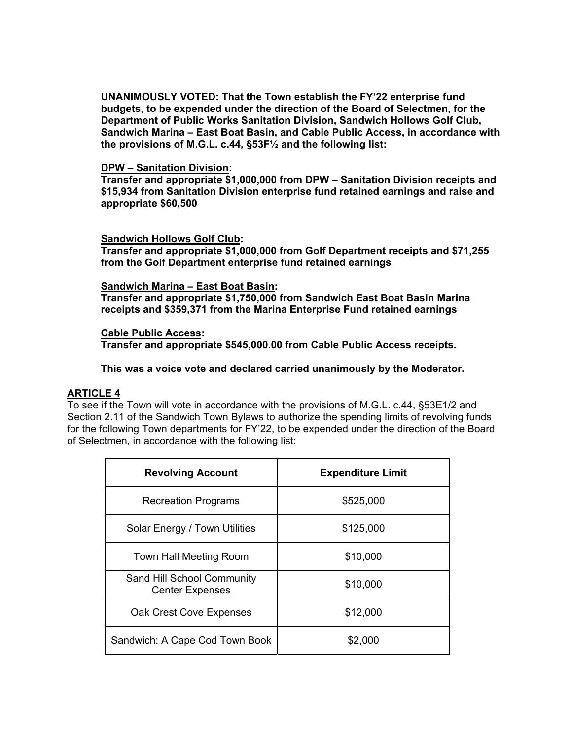**UNANIMOUSLY VOTED: That the Town establish the FY'22 enterprise fund budgets, to be expended under the direction of the Board of Selectmen, for the Department of Public Works Sanitation Division, Sandwich Hollows Golf Club, Sandwich Marina – East Boat Basin, and Cable Public Access, in accordance with the provisions of M.G.L. c.44, §53F½ and the following list:**

**DPW – Sanitation Division:**
**Transfer and appropriate $1,000,000 from DPW – Sanitation Division receipts and $15,934 from Sanitation Division enterprise fund retained earnings and raise and appropriate $60,500**

**Sandwich Hollows Golf Club:**
**Transfer and appropriate $1,000,000 from Golf Department receipts and $71,255 from the Golf Department enterprise fund retained earnings**

**Sandwich Marina – East Boat Basin:**
**Transfer and appropriate $1,750,000 from Sandwich East Boat Basin Marina receipts and $359,371 from the Marina Enterprise Fund retained earnings**

**Cable Public Access:**
**Transfer and appropriate $545,000.00 from Cable Public Access receipts.**

**This was a voice vote and declared carried unanimously by the Moderator.**

## ARTICLE 4

To see if the Town will vote in accordance with the provisions of M.G.L. c.44, §53E1/2 and Section 2.11 of the Sandwich Town Bylaws to authorize the spending limits of revolving funds for the following Town departments for FY'22, to be expended under the direction of the Board of Selectmen, in accordance with the following list:

| Revolving Account | Expenditure Limit |
|---|---|
| Recreation Programs | $525,000 |
| Solar Energy / Town Utilities | $125,000 |
| Town Hall Meeting Room | $10,000 |
| Sand Hill School Community Center Expenses | $10,000 |
| Oak Crest Cove Expenses | $12,000 |
| Sandwich: A Cape Cod Town Book | $2,000 |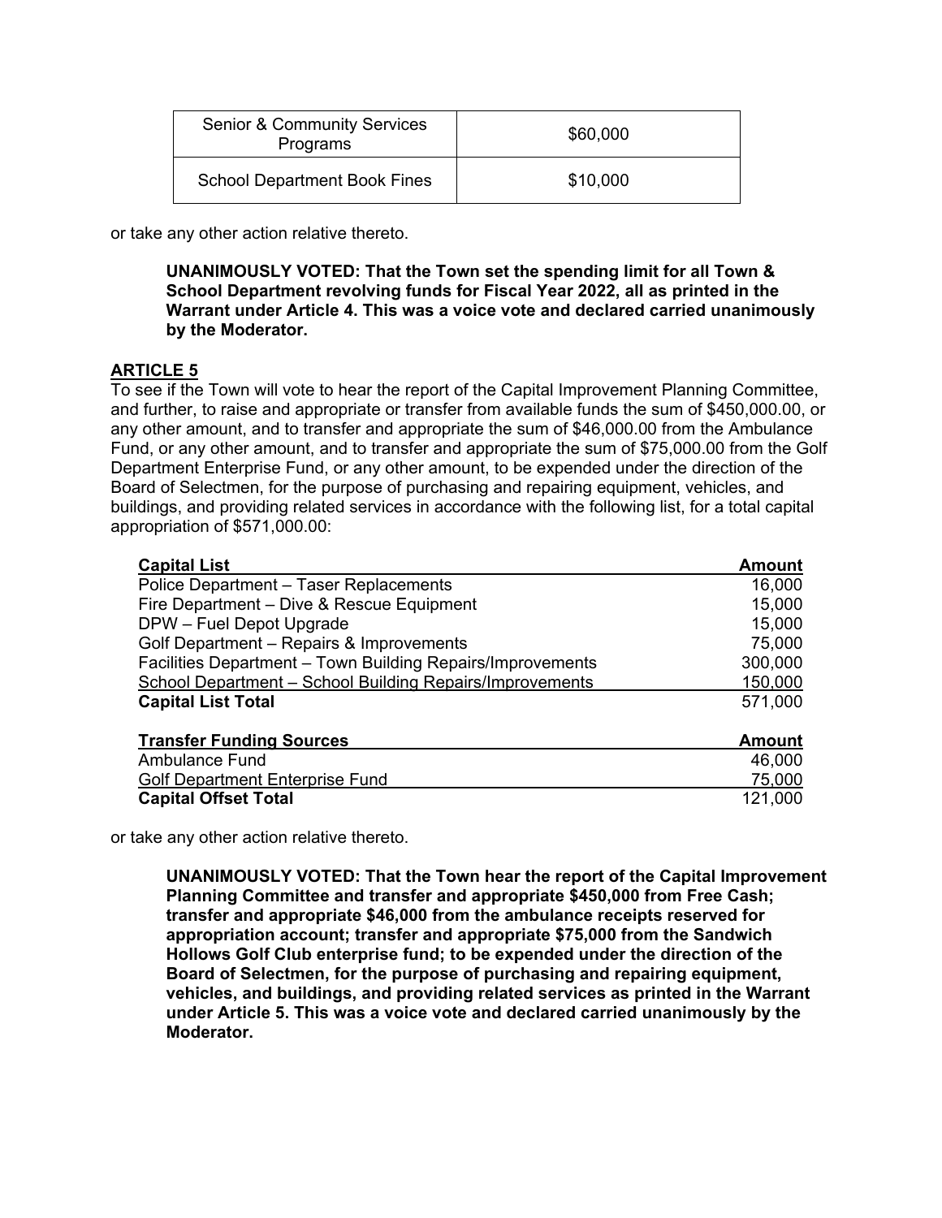| Senior & Community Services Programs | $60,000 |
|---|---|
| School Department Book Fines | $10,000 |

or take any other action relative thereto.

> **UNANIMOUSLY VOTED: That the Town set the spending limit for all Town & School Department revolving funds for Fiscal Year 2022, all as printed in the Warrant under Article 4. This was a voice vote and declared carried unanimously by the Moderator.**

## ARTICLE 5

To see if the Town will vote to hear the report of the Capital Improvement Planning Committee, and further, to raise and appropriate or transfer from available funds the sum of $450,000.00, or any other amount, and to transfer and appropriate the sum of $46,000.00 from the Ambulance Fund, or any other amount, and to transfer and appropriate the sum of $75,000.00 from the Golf Department Enterprise Fund, or any other amount, to be expended under the direction of the Board of Selectmen, for the purpose of purchasing and repairing equipment, vehicles, and buildings, and providing related services in accordance with the following list, for a total capital appropriation of $571,000.00:

| Capital List | Amount |
|---|---|
| Police Department – Taser Replacements | 16,000 |
| Fire Department – Dive & Rescue Equipment | 15,000 |
| DPW – Fuel Depot Upgrade | 15,000 |
| Golf Department – Repairs & Improvements | 75,000 |
| Facilities Department – Town Building Repairs/Improvements | 300,000 |
| School Department – School Building Repairs/Improvements | 150,000 |
| **Capital List Total** | 571,000 |

| Transfer Funding Sources | Amount |
|---|---|
| Ambulance Fund | 46,000 |
| Golf Department Enterprise Fund | 75,000 |
| **Capital Offset Total** | 121,000 |

or take any other action relative thereto.

> **UNANIMOUSLY VOTED: That the Town hear the report of the Capital Improvement Planning Committee and transfer and appropriate $450,000 from Free Cash; transfer and appropriate $46,000 from the ambulance receipts reserved for appropriation account; transfer and appropriate $75,000 from the Sandwich Hollows Golf Club enterprise fund; to be expended under the direction of the Board of Selectmen, for the purpose of purchasing and repairing equipment, vehicles, and buildings, and providing related services as printed in the Warrant under Article 5. This was a voice vote and declared carried unanimously by the Moderator.**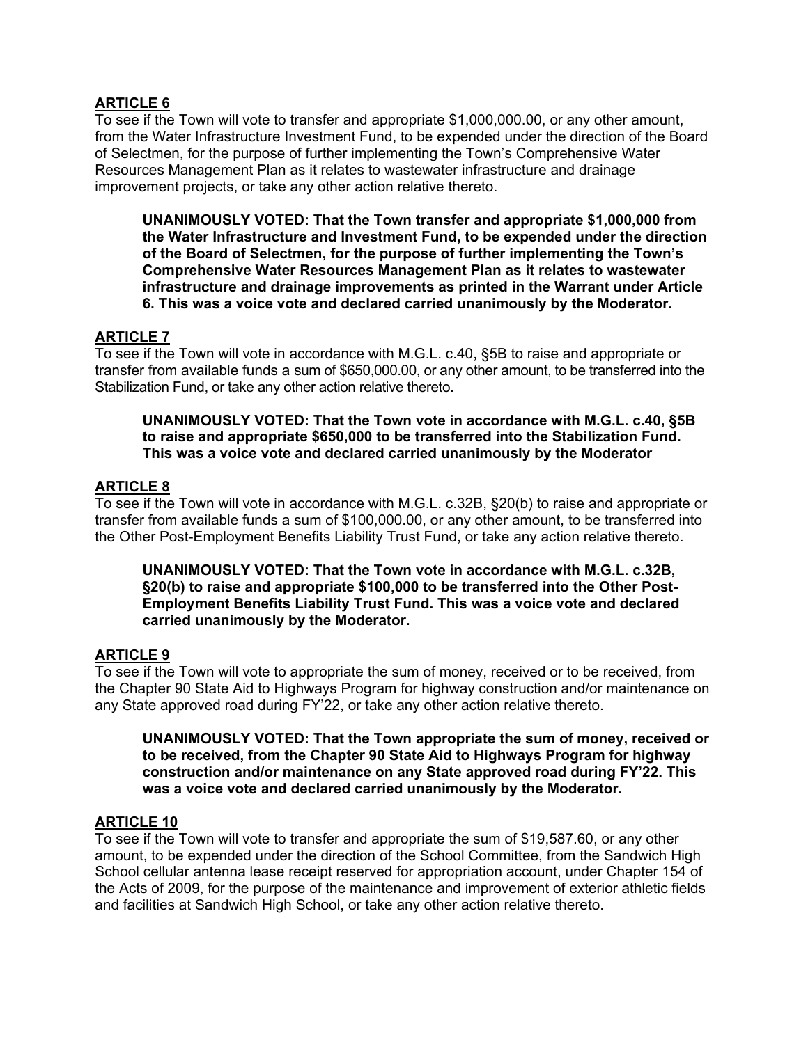**ARTICLE 6**

To see if the Town will vote to transfer and appropriate $1,000,000.00, or any other amount, from the Water Infrastructure Investment Fund, to be expended under the direction of the Board of Selectmen, for the purpose of further implementing the Town's Comprehensive Water Resources Management Plan as it relates to wastewater infrastructure and drainage improvement projects, or take any other action relative thereto.

> **UNANIMOUSLY VOTED: That the Town transfer and appropriate $1,000,000 from the Water Infrastructure and Investment Fund, to be expended under the direction of the Board of Selectmen, for the purpose of further implementing the Town's Comprehensive Water Resources Management Plan as it relates to wastewater infrastructure and drainage improvements as printed in the Warrant under Article 6. This was a voice vote and declared carried unanimously by the Moderator.**

**ARTICLE 7**

To see if the Town will vote in accordance with M.G.L. c.40, §5B to raise and appropriate or transfer from available funds a sum of $650,000.00, or any other amount, to be transferred into the Stabilization Fund, or take any other action relative thereto.

> **UNANIMOUSLY VOTED: That the Town vote in accordance with M.G.L. c.40, §5B to raise and appropriate $650,000 to be transferred into the Stabilization Fund. This was a voice vote and declared carried unanimously by the Moderator**

**ARTICLE 8**

To see if the Town will vote in accordance with M.G.L. c.32B, §20(b) to raise and appropriate or transfer from available funds a sum of $100,000.00, or any other amount, to be transferred into the Other Post-Employment Benefits Liability Trust Fund, or take any action relative thereto.

> **UNANIMOUSLY VOTED: That the Town vote in accordance with M.G.L. c.32B, §20(b) to raise and appropriate $100,000 to be transferred into the Other Post-Employment Benefits Liability Trust Fund. This was a voice vote and declared carried unanimously by the Moderator.**

**ARTICLE 9**

To see if the Town will vote to appropriate the sum of money, received or to be received, from the Chapter 90 State Aid to Highways Program for highway construction and/or maintenance on any State approved road during FY'22, or take any other action relative thereto.

> **UNANIMOUSLY VOTED: That the Town appropriate the sum of money, received or to be received, from the Chapter 90 State Aid to Highways Program for highway construction and/or maintenance on any State approved road during FY'22. This was a voice vote and declared carried unanimously by the Moderator.**

**ARTICLE 10**

To see if the Town will vote to transfer and appropriate the sum of $19,587.60, or any other amount, to be expended under the direction of the School Committee, from the Sandwich High School cellular antenna lease receipt reserved for appropriation account, under Chapter 154 of the Acts of 2009, for the purpose of the maintenance and improvement of exterior athletic fields and facilities at Sandwich High School, or take any other action relative thereto.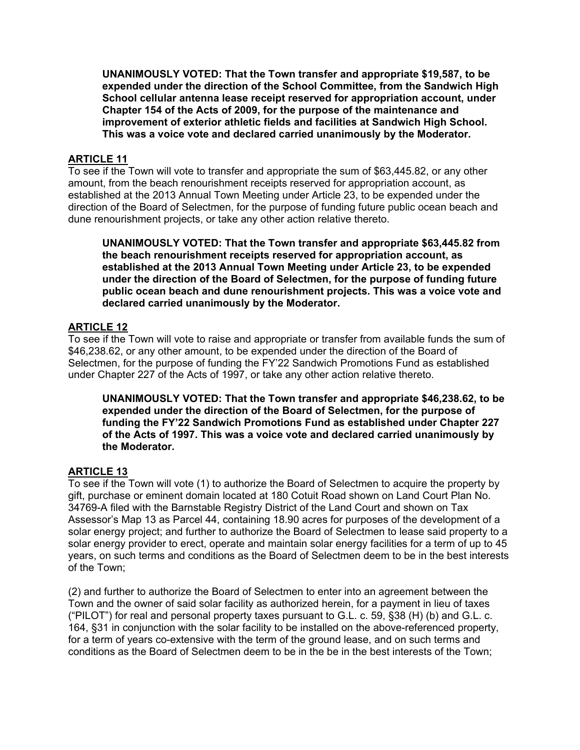**UNANIMOUSLY VOTED: That the Town transfer and appropriate $19,587, to be expended under the direction of the School Committee, from the Sandwich High School cellular antenna lease receipt reserved for appropriation account, under Chapter 154 of the Acts of 2009, for the purpose of the maintenance and improvement of exterior athletic fields and facilities at Sandwich High School. This was a voice vote and declared carried unanimously by the Moderator.**

## ARTICLE 11

To see if the Town will vote to transfer and appropriate the sum of $63,445.82, or any other amount, from the beach renourishment receipts reserved for appropriation account, as established at the 2013 Annual Town Meeting under Article 23, to be expended under the direction of the Board of Selectmen, for the purpose of funding future public ocean beach and dune renourishment projects, or take any other action relative thereto.

**UNANIMOUSLY VOTED: That the Town transfer and appropriate $63,445.82 from the beach renourishment receipts reserved for appropriation account, as established at the 2013 Annual Town Meeting under Article 23, to be expended under the direction of the Board of Selectmen, for the purpose of funding future public ocean beach and dune renourishment projects. This was a voice vote and declared carried unanimously by the Moderator.**

## ARTICLE 12

To see if the Town will vote to raise and appropriate or transfer from available funds the sum of $46,238.62, or any other amount, to be expended under the direction of the Board of Selectmen, for the purpose of funding the FY'22 Sandwich Promotions Fund as established under Chapter 227 of the Acts of 1997, or take any other action relative thereto.

**UNANIMOUSLY VOTED: That the Town transfer and appropriate $46,238.62, to be expended under the direction of the Board of Selectmen, for the purpose of funding the FY'22 Sandwich Promotions Fund as established under Chapter 227 of the Acts of 1997. This was a voice vote and declared carried unanimously by the Moderator.**

## ARTICLE 13

To see if the Town will vote (1) to authorize the Board of Selectmen to acquire the property by gift, purchase or eminent domain located at 180 Cotuit Road shown on Land Court Plan No. 34769-A filed with the Barnstable Registry District of the Land Court and shown on Tax Assessor's Map 13 as Parcel 44, containing 18.90 acres for purposes of the development of a solar energy project; and further to authorize the Board of Selectmen to lease said property to a solar energy provider to erect, operate and maintain solar energy facilities for a term of up to 45 years, on such terms and conditions as the Board of Selectmen deem to be in the best interests of the Town;

(2) and further to authorize the Board of Selectmen to enter into an agreement between the Town and the owner of said solar facility as authorized herein, for a payment in lieu of taxes ("PILOT") for real and personal property taxes pursuant to G.L. c. 59, §38 (H) (b) and G.L. c. 164, §31 in conjunction with the solar facility to be installed on the above-referenced property, for a term of years co-extensive with the term of the ground lease, and on such terms and conditions as the Board of Selectmen deem to be in the be in the best interests of the Town;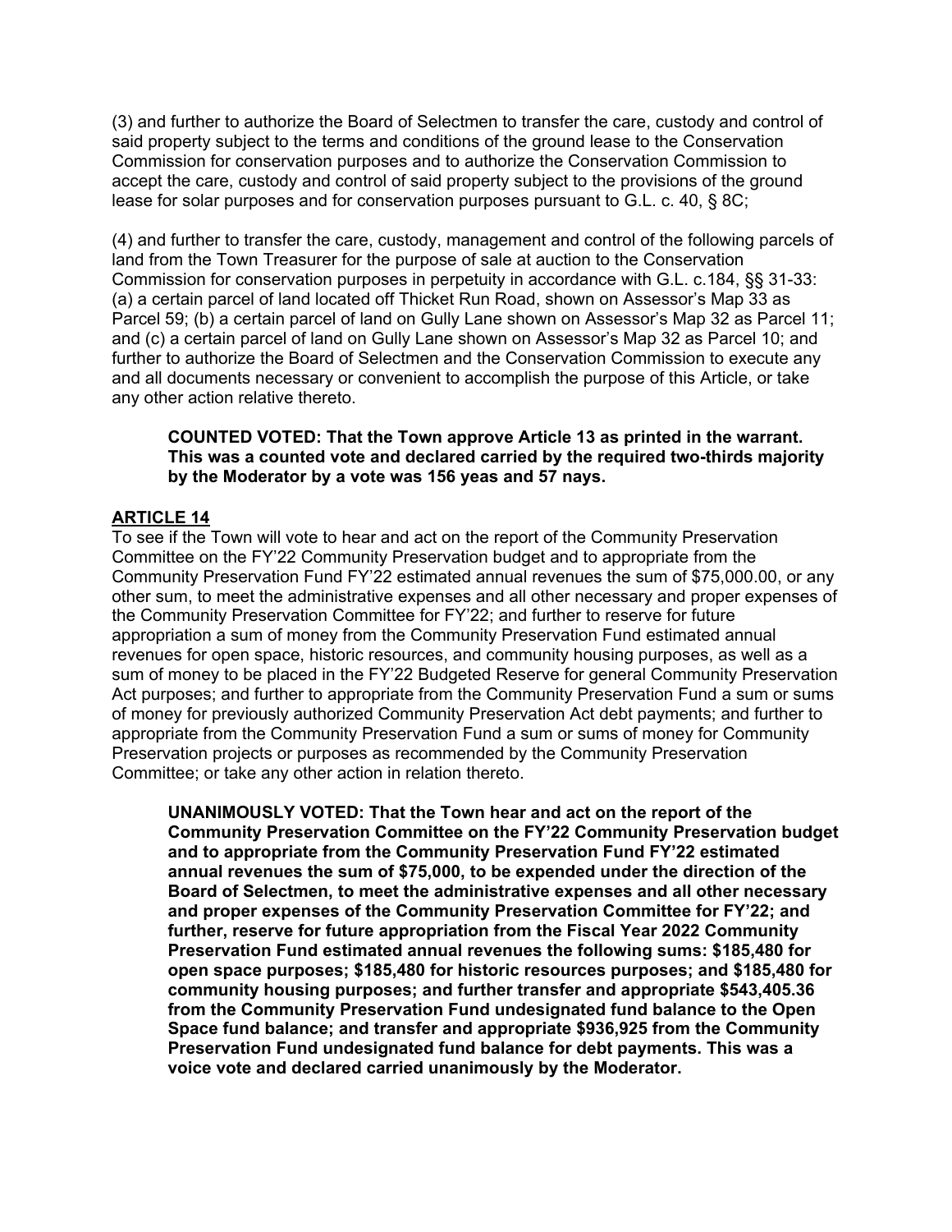(3) and further to authorize the Board of Selectmen to transfer the care, custody and control of said property subject to the terms and conditions of the ground lease to the Conservation Commission for conservation purposes and to authorize the Conservation Commission to accept the care, custody and control of said property subject to the provisions of the ground lease for solar purposes and for conservation purposes pursuant to G.L. c. 40, § 8C;

(4) and further to transfer the care, custody, management and control of the following parcels of land from the Town Treasurer for the purpose of sale at auction to the Conservation Commission for conservation purposes in perpetuity in accordance with G.L. c.184, §§ 31-33: (a) a certain parcel of land located off Thicket Run Road, shown on Assessor's Map 33 as Parcel 59; (b) a certain parcel of land on Gully Lane shown on Assessor's Map 32 as Parcel 11; and (c) a certain parcel of land on Gully Lane shown on Assessor's Map 32 as Parcel 10; and further to authorize the Board of Selectmen and the Conservation Commission to execute any and all documents necessary or convenient to accomplish the purpose of this Article, or take any other action relative thereto.

> **COUNTED VOTED: That the Town approve Article 13 as printed in the warrant. This was a counted vote and declared carried by the required two-thirds majority by the Moderator by a vote was 156 yeas and 57 nays.**

## ARTICLE 14

To see if the Town will vote to hear and act on the report of the Community Preservation Committee on the FY'22 Community Preservation budget and to appropriate from the Community Preservation Fund FY'22 estimated annual revenues the sum of $75,000.00, or any other sum, to meet the administrative expenses and all other necessary and proper expenses of the Community Preservation Committee for FY'22; and further to reserve for future appropriation a sum of money from the Community Preservation Fund estimated annual revenues for open space, historic resources, and community housing purposes, as well as a sum of money to be placed in the FY'22 Budgeted Reserve for general Community Preservation Act purposes; and further to appropriate from the Community Preservation Fund a sum or sums of money for previously authorized Community Preservation Act debt payments; and further to appropriate from the Community Preservation Fund a sum or sums of money for Community Preservation projects or purposes as recommended by the Community Preservation Committee; or take any other action in relation thereto.

> **UNANIMOUSLY VOTED: That the Town hear and act on the report of the Community Preservation Committee on the FY'22 Community Preservation budget and to appropriate from the Community Preservation Fund FY'22 estimated annual revenues the sum of $75,000, to be expended under the direction of the Board of Selectmen, to meet the administrative expenses and all other necessary and proper expenses of the Community Preservation Committee for FY'22; and further, reserve for future appropriation from the Fiscal Year 2022 Community Preservation Fund estimated annual revenues the following sums: $185,480 for open space purposes; $185,480 for historic resources purposes; and $185,480 for community housing purposes; and further transfer and appropriate $543,405.36 from the Community Preservation Fund undesignated fund balance to the Open Space fund balance; and transfer and appropriate $936,925 from the Community Preservation Fund undesignated fund balance for debt payments. This was a voice vote and declared carried unanimously by the Moderator.**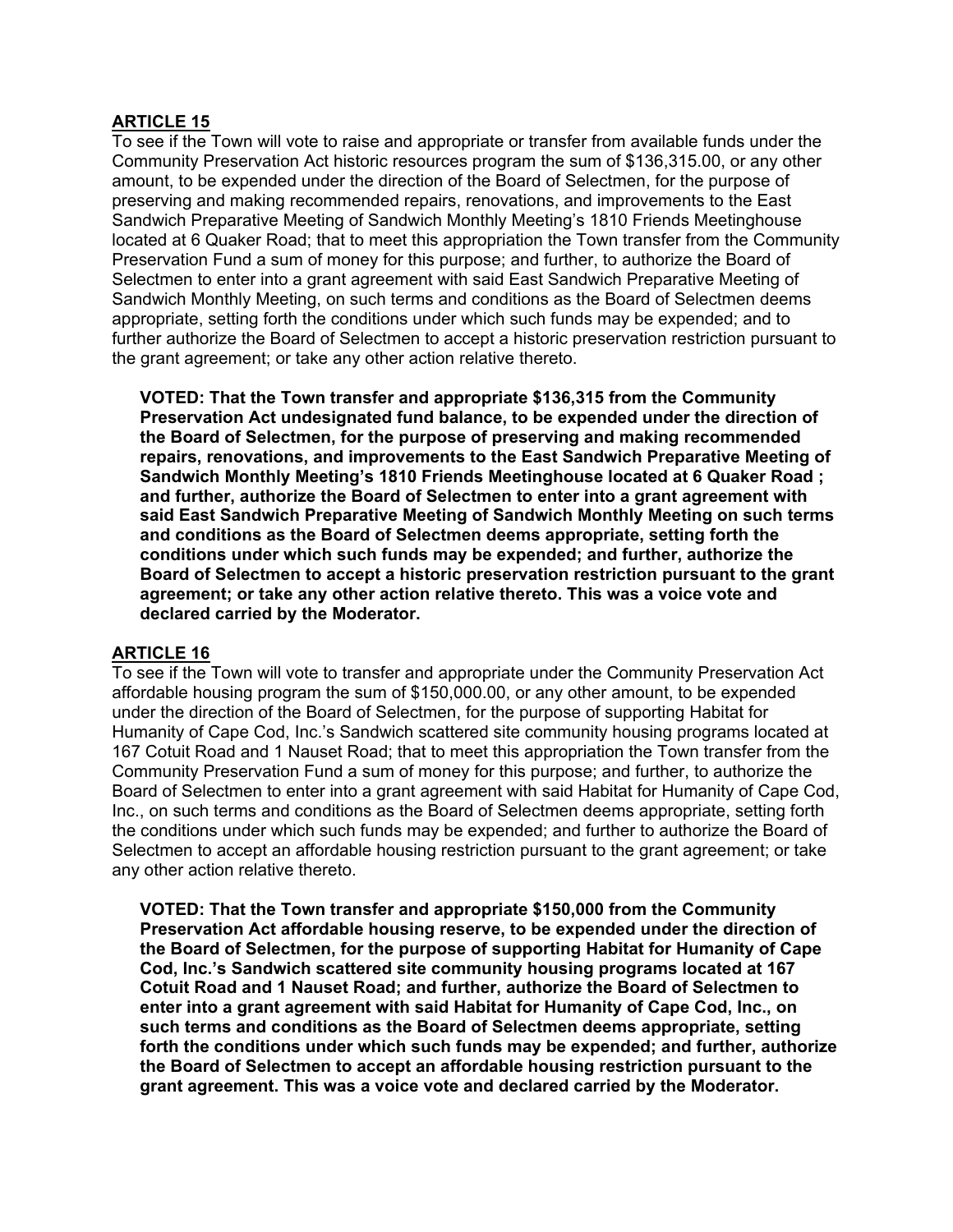**ARTICLE 15**

To see if the Town will vote to raise and appropriate or transfer from available funds under the Community Preservation Act historic resources program the sum of $136,315.00, or any other amount, to be expended under the direction of the Board of Selectmen, for the purpose of preserving and making recommended repairs, renovations, and improvements to the East Sandwich Preparative Meeting of Sandwich Monthly Meeting's 1810 Friends Meetinghouse located at 6 Quaker Road; that to meet this appropriation the Town transfer from the Community Preservation Fund a sum of money for this purpose; and further, to authorize the Board of Selectmen to enter into a grant agreement with said East Sandwich Preparative Meeting of Sandwich Monthly Meeting, on such terms and conditions as the Board of Selectmen deems appropriate, setting forth the conditions under which such funds may be expended; and to further authorize the Board of Selectmen to accept a historic preservation restriction pursuant to the grant agreement; or take any other action relative thereto.

**VOTED: That the Town transfer and appropriate $136,315 from the Community Preservation Act undesignated fund balance, to be expended under the direction of the Board of Selectmen, for the purpose of preserving and making recommended repairs, renovations, and improvements to the East Sandwich Preparative Meeting of Sandwich Monthly Meeting's 1810 Friends Meetinghouse located at 6 Quaker Road ; and further, authorize the Board of Selectmen to enter into a grant agreement with said East Sandwich Preparative Meeting of Sandwich Monthly Meeting on such terms and conditions as the Board of Selectmen deems appropriate, setting forth the conditions under which such funds may be expended; and further, authorize the Board of Selectmen to accept a historic preservation restriction pursuant to the grant agreement; or take any other action relative thereto. This was a voice vote and declared carried by the Moderator.**

**ARTICLE 16**

To see if the Town will vote to transfer and appropriate under the Community Preservation Act affordable housing program the sum of $150,000.00, or any other amount, to be expended under the direction of the Board of Selectmen, for the purpose of supporting Habitat for Humanity of Cape Cod, Inc.'s Sandwich scattered site community housing programs located at 167 Cotuit Road and 1 Nauset Road; that to meet this appropriation the Town transfer from the Community Preservation Fund a sum of money for this purpose; and further, to authorize the Board of Selectmen to enter into a grant agreement with said Habitat for Humanity of Cape Cod, Inc., on such terms and conditions as the Board of Selectmen deems appropriate, setting forth the conditions under which such funds may be expended; and further to authorize the Board of Selectmen to accept an affordable housing restriction pursuant to the grant agreement; or take any other action relative thereto.

**VOTED: That the Town transfer and appropriate $150,000 from the Community Preservation Act affordable housing reserve, to be expended under the direction of the Board of Selectmen, for the purpose of supporting Habitat for Humanity of Cape Cod, Inc.'s Sandwich scattered site community housing programs located at 167 Cotuit Road and 1 Nauset Road; and further, authorize the Board of Selectmen to enter into a grant agreement with said Habitat for Humanity of Cape Cod, Inc., on such terms and conditions as the Board of Selectmen deems appropriate, setting forth the conditions under which such funds may be expended; and further, authorize the Board of Selectmen to accept an affordable housing restriction pursuant to the grant agreement. This was a voice vote and declared carried by the Moderator.**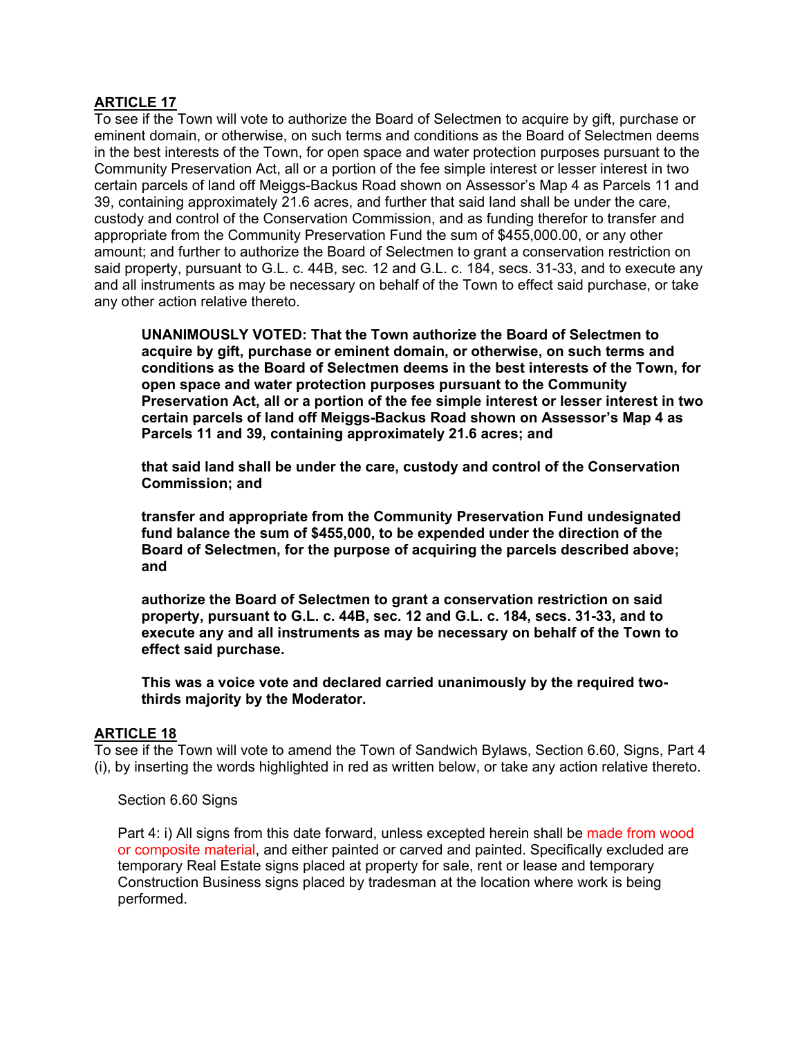## ARTICLE 17

To see if the Town will vote to authorize the Board of Selectmen to acquire by gift, purchase or eminent domain, or otherwise, on such terms and conditions as the Board of Selectmen deems in the best interests of the Town, for open space and water protection purposes pursuant to the Community Preservation Act, all or a portion of the fee simple interest or lesser interest in two certain parcels of land off Meiggs-Backus Road shown on Assessor's Map 4 as Parcels 11 and 39, containing approximately 21.6 acres, and further that said land shall be under the care, custody and control of the Conservation Commission, and as funding therefor to transfer and appropriate from the Community Preservation Fund the sum of $455,000.00, or any other amount; and further to authorize the Board of Selectmen to grant a conservation restriction on said property, pursuant to G.L. c. 44B, sec. 12 and G.L. c. 184, secs. 31-33, and to execute any and all instruments as may be necessary on behalf of the Town to effect said purchase, or take any other action relative thereto.

> **UNANIMOUSLY VOTED: That the Town authorize the Board of Selectmen to acquire by gift, purchase or eminent domain, or otherwise, on such terms and conditions as the Board of Selectmen deems in the best interests of the Town, for open space and water protection purposes pursuant to the Community Preservation Act, all or a portion of the fee simple interest or lesser interest in two certain parcels of land off Meiggs-Backus Road shown on Assessor's Map 4 as Parcels 11 and 39, containing approximately 21.6 acres; and**
>
> **that said land shall be under the care, custody and control of the Conservation Commission; and**
>
> **transfer and appropriate from the Community Preservation Fund undesignated fund balance the sum of $455,000, to be expended under the direction of the Board of Selectmen, for the purpose of acquiring the parcels described above; and**
>
> **authorize the Board of Selectmen to grant a conservation restriction on said property, pursuant to G.L. c. 44B, sec. 12 and G.L. c. 184, secs. 31-33, and to execute any and all instruments as may be necessary on behalf of the Town to effect said purchase.**
>
> **This was a voice vote and declared carried unanimously by the required two-thirds majority by the Moderator.**

## ARTICLE 18

To see if the Town will vote to amend the Town of Sandwich Bylaws, Section 6.60, Signs, Part 4 (i), by inserting the words highlighted in red as written below, or take any action relative thereto.

> Section 6.60 Signs
>
> Part 4: i) All signs from this date forward, unless excepted herein shall be made from wood or composite material, and either painted or carved and painted. Specifically excluded are temporary Real Estate signs placed at property for sale, rent or lease and temporary Construction Business signs placed by tradesman at the location where work is being performed.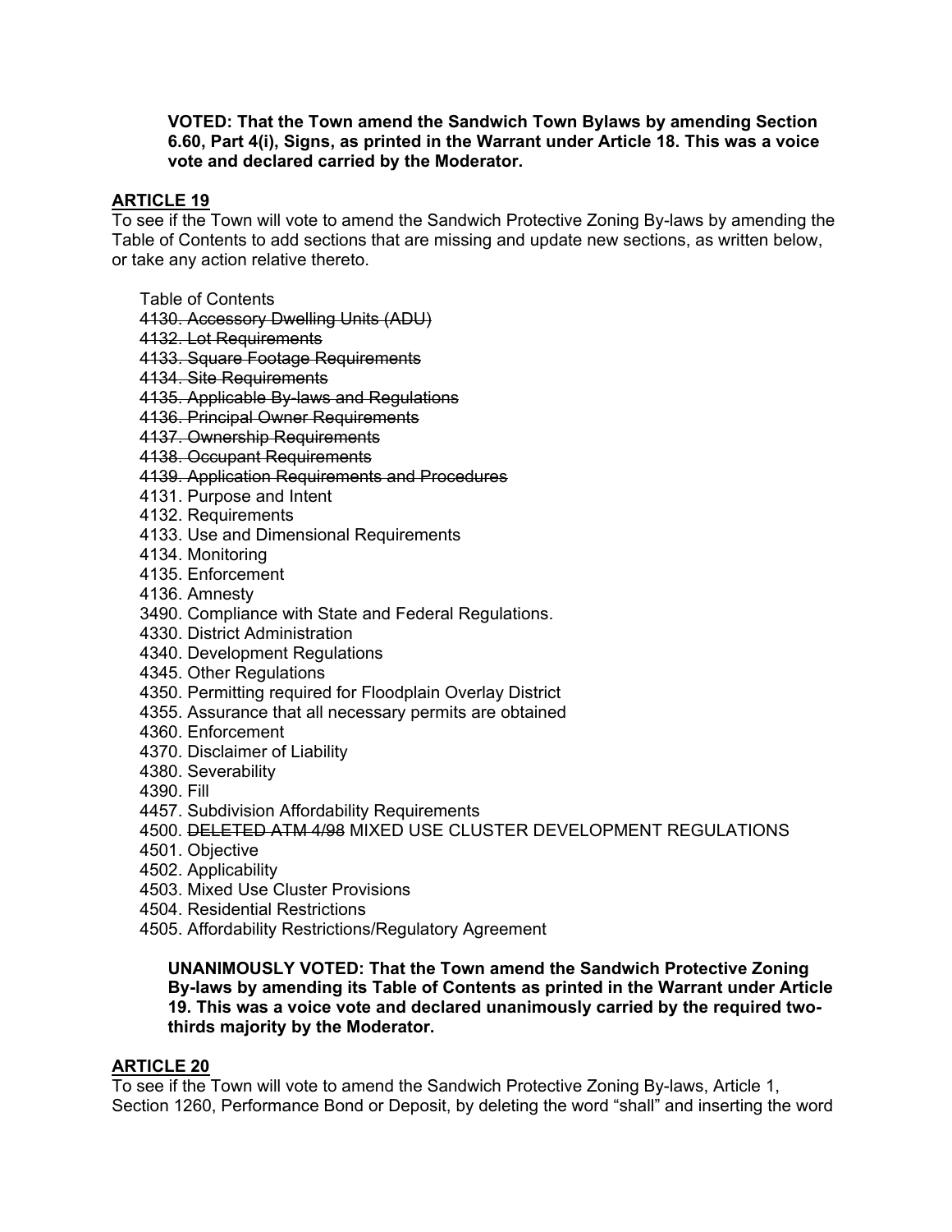**VOTED: That the Town amend the Sandwich Town Bylaws by amending Section 6.60, Part 4(i), Signs, as printed in the Warrant under Article 18. This was a voice vote and declared carried by the Moderator.**

## ARTICLE 19

To see if the Town will vote to amend the Sandwich Protective Zoning By-laws by amending the Table of Contents to add sections that are missing and update new sections, as written below, or take any action relative thereto.

Table of Contents
~~4130. Accessory Dwelling Units (ADU)~~
~~4132. Lot Requirements~~
~~4133. Square Footage Requirements~~
~~4134. Site Requirements~~
~~4135. Applicable By-laws and Regulations~~
~~4136. Principal Owner Requirements~~
~~4137. Ownership Requirements~~
~~4138. Occupant Requirements~~
~~4139. Application Requirements and Procedures~~
4131. Purpose and Intent
4132. Requirements
4133. Use and Dimensional Requirements
4134. Monitoring
4135. Enforcement
4136. Amnesty
3490. Compliance with State and Federal Regulations.
4330. District Administration
4340. Development Regulations
4345. Other Regulations
4350. Permitting required for Floodplain Overlay District
4355. Assurance that all necessary permits are obtained
4360. Enforcement
4370. Disclaimer of Liability
4380. Severability
4390. Fill
4457. Subdivision Affordability Requirements
4500. ~~DELETED ATM 4/98~~ MIXED USE CLUSTER DEVELOPMENT REGULATIONS
4501. Objective
4502. Applicability
4503. Mixed Use Cluster Provisions
4504. Residential Restrictions
4505. Affordability Restrictions/Regulatory Agreement

**UNANIMOUSLY VOTED: That the Town amend the Sandwich Protective Zoning By-laws by amending its Table of Contents as printed in the Warrant under Article 19. This was a voice vote and declared unanimously carried by the required two-thirds majority by the Moderator.**

## ARTICLE 20

To see if the Town will vote to amend the Sandwich Protective Zoning By-laws, Article 1, Section 1260, Performance Bond or Deposit, by deleting the word "shall" and inserting the word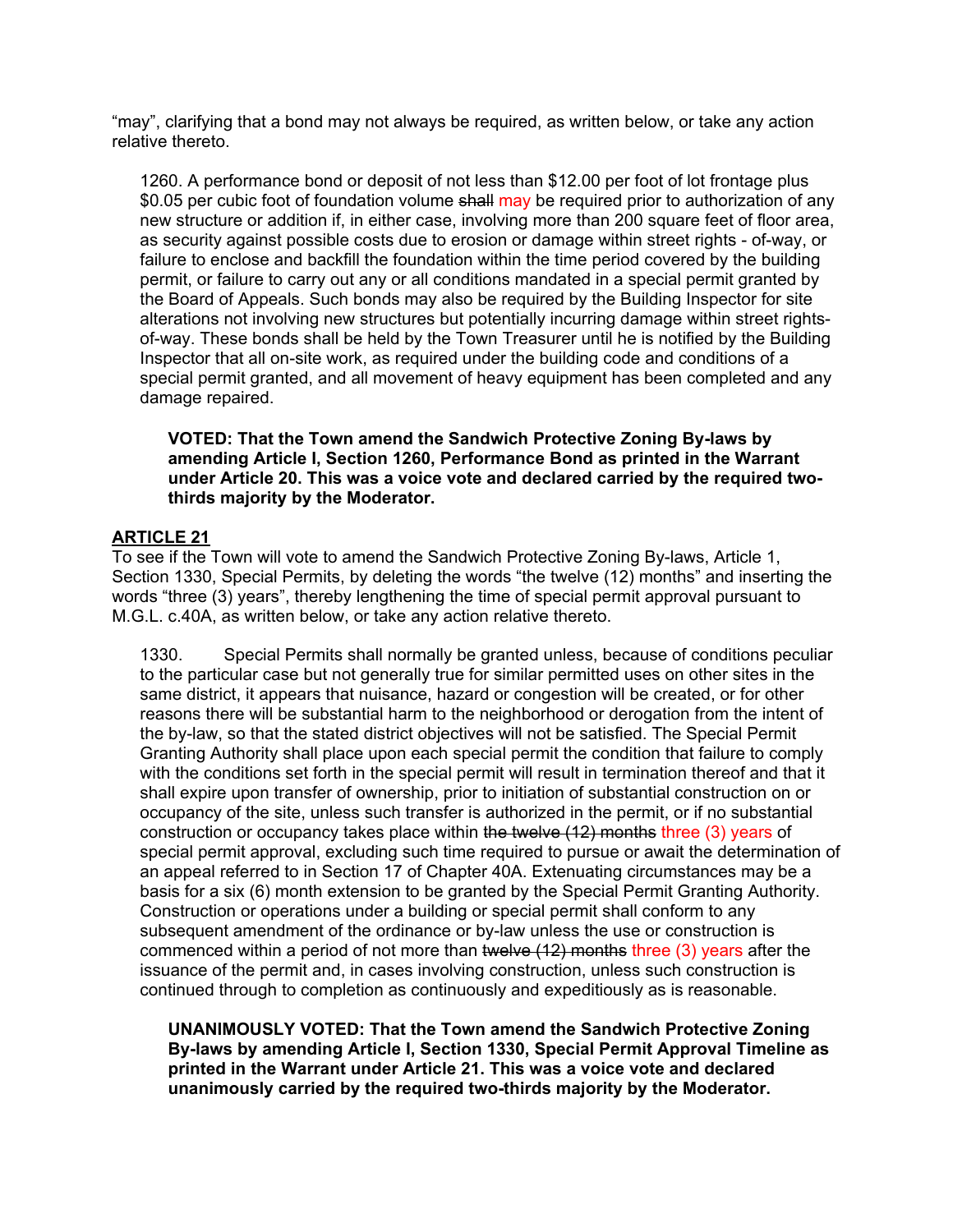"may", clarifying that a bond may not always be required, as written below, or take any action relative thereto.

> 1260. A performance bond or deposit of not less than $12.00 per foot of lot frontage plus $0.05 per cubic foot of foundation volume ~~shall~~ may be required prior to authorization of any new structure or addition if, in either case, involving more than 200 square feet of floor area, as security against possible costs due to erosion or damage within street rights - of-way, or failure to enclose and backfill the foundation within the time period covered by the building permit, or failure to carry out any or all conditions mandated in a special permit granted by the Board of Appeals. Such bonds may also be required by the Building Inspector for site alterations not involving new structures but potentially incurring damage within street rights-of-way. These bonds shall be held by the Town Treasurer until he is notified by the Building Inspector that all on-site work, as required under the building code and conditions of a special permit granted, and all movement of heavy equipment has been completed and any damage repaired.

**VOTED: That the Town amend the Sandwich Protective Zoning By-laws by amending Article I, Section 1260, Performance Bond as printed in the Warrant under Article 20. This was a voice vote and declared carried by the required two-thirds majority by the Moderator.**

## ARTICLE 21

To see if the Town will vote to amend the Sandwich Protective Zoning By-laws, Article 1, Section 1330, Special Permits, by deleting the words "the twelve (12) months" and inserting the words "three (3) years", thereby lengthening the time of special permit approval pursuant to M.G.L. c.40A, as written below, or take any action relative thereto.

> 1330. Special Permits shall normally be granted unless, because of conditions peculiar to the particular case but not generally true for similar permitted uses on other sites in the same district, it appears that nuisance, hazard or congestion will be created, or for other reasons there will be substantial harm to the neighborhood or derogation from the intent of the by-law, so that the stated district objectives will not be satisfied. The Special Permit Granting Authority shall place upon each special permit the condition that failure to comply with the conditions set forth in the special permit will result in termination thereof and that it shall expire upon transfer of ownership, prior to initiation of substantial construction on or occupancy of the site, unless such transfer is authorized in the permit, or if no substantial construction or occupancy takes place within ~~the twelve (12) months~~ three (3) years of special permit approval, excluding such time required to pursue or await the determination of an appeal referred to in Section 17 of Chapter 40A. Extenuating circumstances may be a basis for a six (6) month extension to be granted by the Special Permit Granting Authority. Construction or operations under a building or special permit shall conform to any subsequent amendment of the ordinance or by-law unless the use or construction is commenced within a period of not more than ~~twelve (12) months~~ three (3) years after the issuance of the permit and, in cases involving construction, unless such construction is continued through to completion as continuously and expeditiously as is reasonable.

**UNANIMOUSLY VOTED: That the Town amend the Sandwich Protective Zoning By-laws by amending Article I, Section 1330, Special Permit Approval Timeline as printed in the Warrant under Article 21. This was a voice vote and declared unanimously carried by the required two-thirds majority by the Moderator.**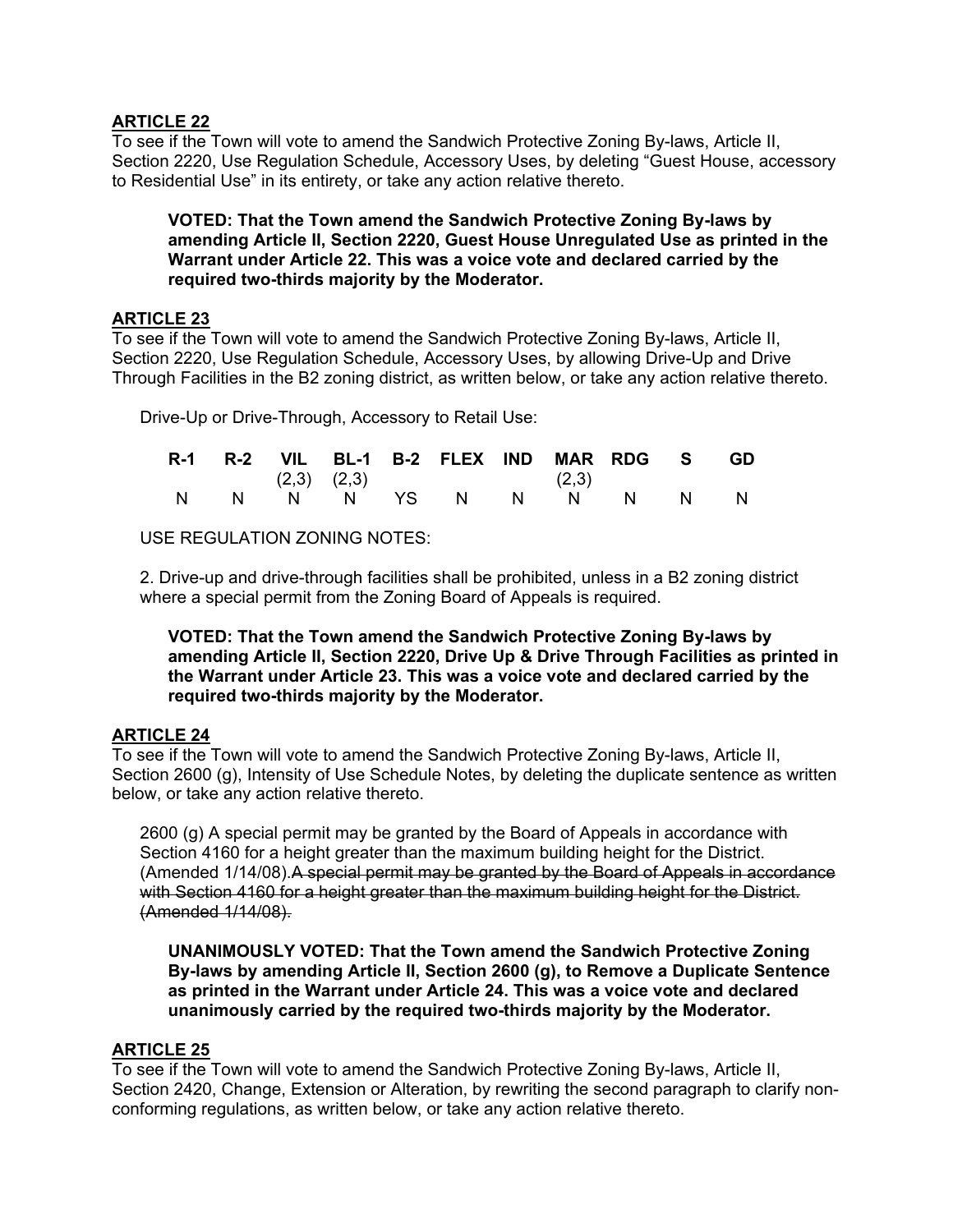## ARTICLE 22

To see if the Town will vote to amend the Sandwich Protective Zoning By-laws, Article II, Section 2220, Use Regulation Schedule, Accessory Uses, by deleting "Guest House, accessory to Residential Use" in its entirety, or take any action relative thereto.

> **VOTED: That the Town amend the Sandwich Protective Zoning By-laws by amending Article II, Section 2220, Guest House Unregulated Use as printed in the Warrant under Article 22. This was a voice vote and declared carried by the required two-thirds majority by the Moderator.**

## ARTICLE 23

To see if the Town will vote to amend the Sandwich Protective Zoning By-laws, Article II, Section 2220, Use Regulation Schedule, Accessory Uses, by allowing Drive-Up and Drive Through Facilities in the B2 zoning district, as written below, or take any action relative thereto.

Drive-Up or Drive-Through, Accessory to Retail Use:

| R-1 | R-2 | VIL (2,3) | BL-1 (2,3) | B-2 | FLEX | IND | MAR (2,3) | RDG | S | GD |
|---|---|---|---|---|---|---|---|---|---|---|
| N | N | N | N | YS | N | N | N | N | N | N |

USE REGULATION ZONING NOTES:

2. Drive-up and drive-through facilities shall be prohibited, unless in a B2 zoning district where a special permit from the Zoning Board of Appeals is required.

> **VOTED: That the Town amend the Sandwich Protective Zoning By-laws by amending Article II, Section 2220, Drive Up & Drive Through Facilities as printed in the Warrant under Article 23. This was a voice vote and declared carried by the required two-thirds majority by the Moderator.**

## ARTICLE 24

To see if the Town will vote to amend the Sandwich Protective Zoning By-laws, Article II, Section 2600 (g), Intensity of Use Schedule Notes, by deleting the duplicate sentence as written below, or take any action relative thereto.

2600 (g) A special permit may be granted by the Board of Appeals in accordance with Section 4160 for a height greater than the maximum building height for the District. (Amended 1/14/08).~~A special permit may be granted by the Board of Appeals in accordance with Section 4160 for a height greater than the maximum building height for the District. (Amended 1/14/08).~~

> **UNANIMOUSLY VOTED: That the Town amend the Sandwich Protective Zoning By-laws by amending Article II, Section 2600 (g), to Remove a Duplicate Sentence as printed in the Warrant under Article 24. This was a voice vote and declared unanimously carried by the required two-thirds majority by the Moderator.**

## ARTICLE 25

To see if the Town will vote to amend the Sandwich Protective Zoning By-laws, Article II, Section 2420, Change, Extension or Alteration, by rewriting the second paragraph to clarify non-conforming regulations, as written below, or take any action relative thereto.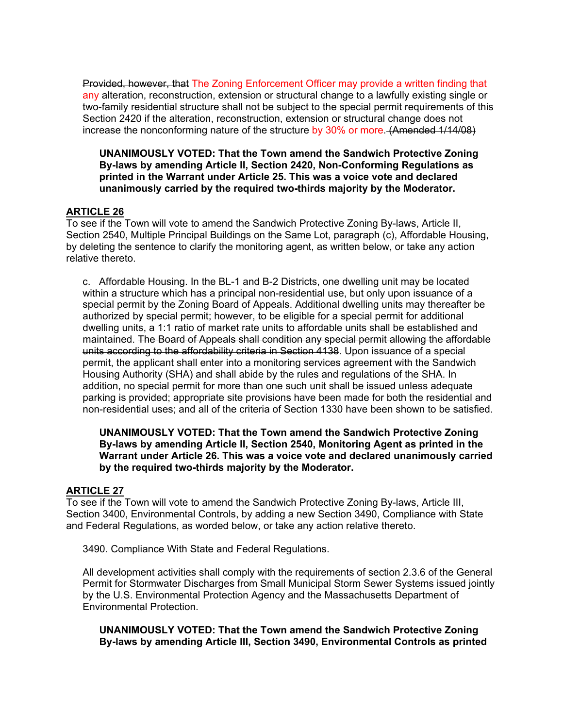~~Provided, however, that~~ The Zoning Enforcement Officer may provide a written finding that any alteration, reconstruction, extension or structural change to a lawfully existing single or two-family residential structure shall not be subject to the special permit requirements of this Section 2420 if the alteration, reconstruction, extension or structural change does not increase the nonconforming nature of the structure by 30% or more. ~~(Amended 1/14/08)~~

> **UNANIMOUSLY VOTED: That the Town amend the Sandwich Protective Zoning By-laws by amending Article II, Section 2420, Non-Conforming Regulations as printed in the Warrant under Article 25. This was a voice vote and declared unanimously carried by the required two-thirds majority by the Moderator.**

## ARTICLE 26

To see if the Town will vote to amend the Sandwich Protective Zoning By-laws, Article II, Section 2540, Multiple Principal Buildings on the Same Lot, paragraph (c), Affordable Housing, by deleting the sentence to clarify the monitoring agent, as written below, or take any action relative thereto.

c. Affordable Housing. In the BL-1 and B-2 Districts, one dwelling unit may be located within a structure which has a principal non-residential use, but only upon issuance of a special permit by the Zoning Board of Appeals. Additional dwelling units may thereafter be authorized by special permit; however, to be eligible for a special permit for additional dwelling units, a 1:1 ratio of market rate units to affordable units shall be established and maintained. ~~The Board of Appeals shall condition any special permit allowing the affordable units according to the affordability criteria in Section 4138~~. Upon issuance of a special permit, the applicant shall enter into a monitoring services agreement with the Sandwich Housing Authority (SHA) and shall abide by the rules and regulations of the SHA. In addition, no special permit for more than one such unit shall be issued unless adequate parking is provided; appropriate site provisions have been made for both the residential and non-residential uses; and all of the criteria of Section 1330 have been shown to be satisfied.

> **UNANIMOUSLY VOTED: That the Town amend the Sandwich Protective Zoning By-laws by amending Article II, Section 2540, Monitoring Agent as printed in the Warrant under Article 26. This was a voice vote and declared unanimously carried by the required two-thirds majority by the Moderator.**

## ARTICLE 27

To see if the Town will vote to amend the Sandwich Protective Zoning By-laws, Article III, Section 3400, Environmental Controls, by adding a new Section 3490, Compliance with State and Federal Regulations, as worded below, or take any action relative thereto.

3490. Compliance With State and Federal Regulations.

All development activities shall comply with the requirements of section 2.3.6 of the General Permit for Stormwater Discharges from Small Municipal Storm Sewer Systems issued jointly by the U.S. Environmental Protection Agency and the Massachusetts Department of Environmental Protection.

> **UNANIMOUSLY VOTED: That the Town amend the Sandwich Protective Zoning By-laws by amending Article III, Section 3490, Environmental Controls as printed**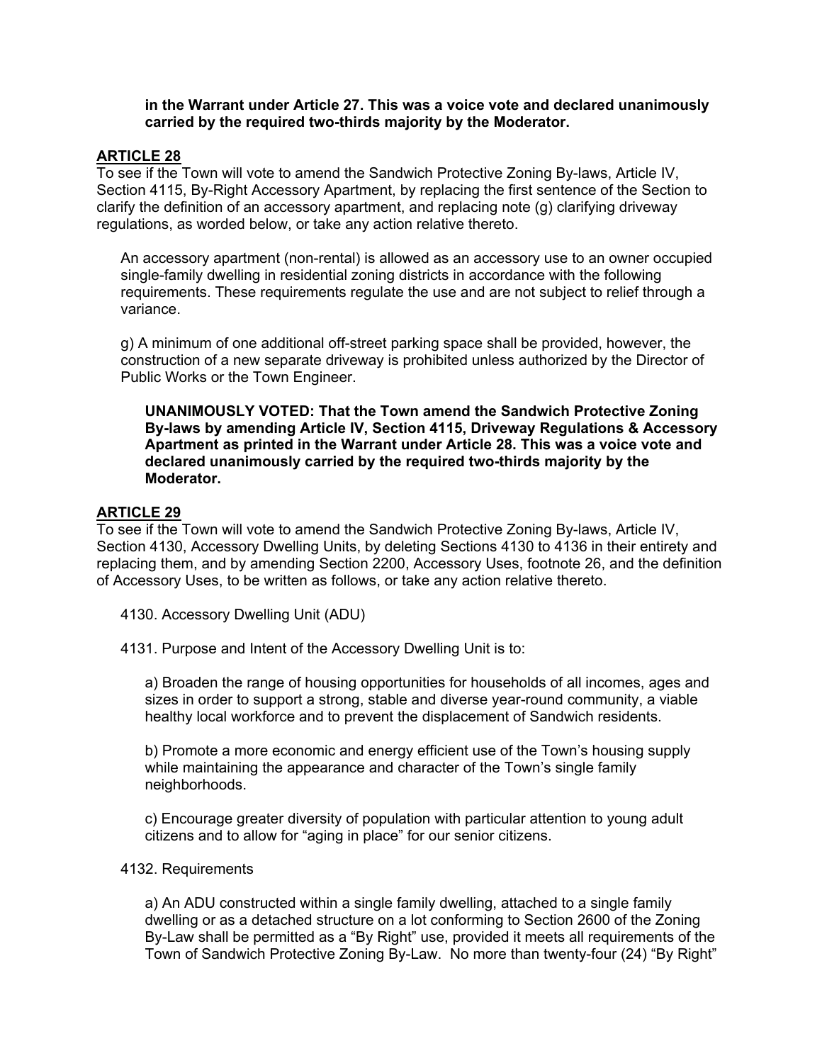**in the Warrant under Article 27. This was a voice vote and declared unanimously carried by the required two-thirds majority by the Moderator.**

## ARTICLE 28

To see if the Town will vote to amend the Sandwich Protective Zoning By-laws, Article IV, Section 4115, By-Right Accessory Apartment, by replacing the first sentence of the Section to clarify the definition of an accessory apartment, and replacing note (g) clarifying driveway regulations, as worded below, or take any action relative thereto.

An accessory apartment (non-rental) is allowed as an accessory use to an owner occupied single-family dwelling in residential zoning districts in accordance with the following requirements. These requirements regulate the use and are not subject to relief through a variance.

g) A minimum of one additional off-street parking space shall be provided, however, the construction of a new separate driveway is prohibited unless authorized by the Director of Public Works or the Town Engineer.

**UNANIMOUSLY VOTED: That the Town amend the Sandwich Protective Zoning By-laws by amending Article IV, Section 4115, Driveway Regulations & Accessory Apartment as printed in the Warrant under Article 28. This was a voice vote and declared unanimously carried by the required two-thirds majority by the Moderator.**

## ARTICLE 29

To see if the Town will vote to amend the Sandwich Protective Zoning By-laws, Article IV, Section 4130, Accessory Dwelling Units, by deleting Sections 4130 to 4136 in their entirety and replacing them, and by amending Section 2200, Accessory Uses, footnote 26, and the definition of Accessory Uses, to be written as follows, or take any action relative thereto.

4130. Accessory Dwelling Unit (ADU)

4131. Purpose and Intent of the Accessory Dwelling Unit is to:

a) Broaden the range of housing opportunities for households of all incomes, ages and sizes in order to support a strong, stable and diverse year-round community, a viable healthy local workforce and to prevent the displacement of Sandwich residents.

b) Promote a more economic and energy efficient use of the Town's housing supply while maintaining the appearance and character of the Town's single family neighborhoods.

c) Encourage greater diversity of population with particular attention to young adult citizens and to allow for "aging in place" for our senior citizens.

4132. Requirements

a) An ADU constructed within a single family dwelling, attached to a single family dwelling or as a detached structure on a lot conforming to Section 2600 of the Zoning By-Law shall be permitted as a "By Right" use, provided it meets all requirements of the Town of Sandwich Protective Zoning By-Law. No more than twenty-four (24) "By Right"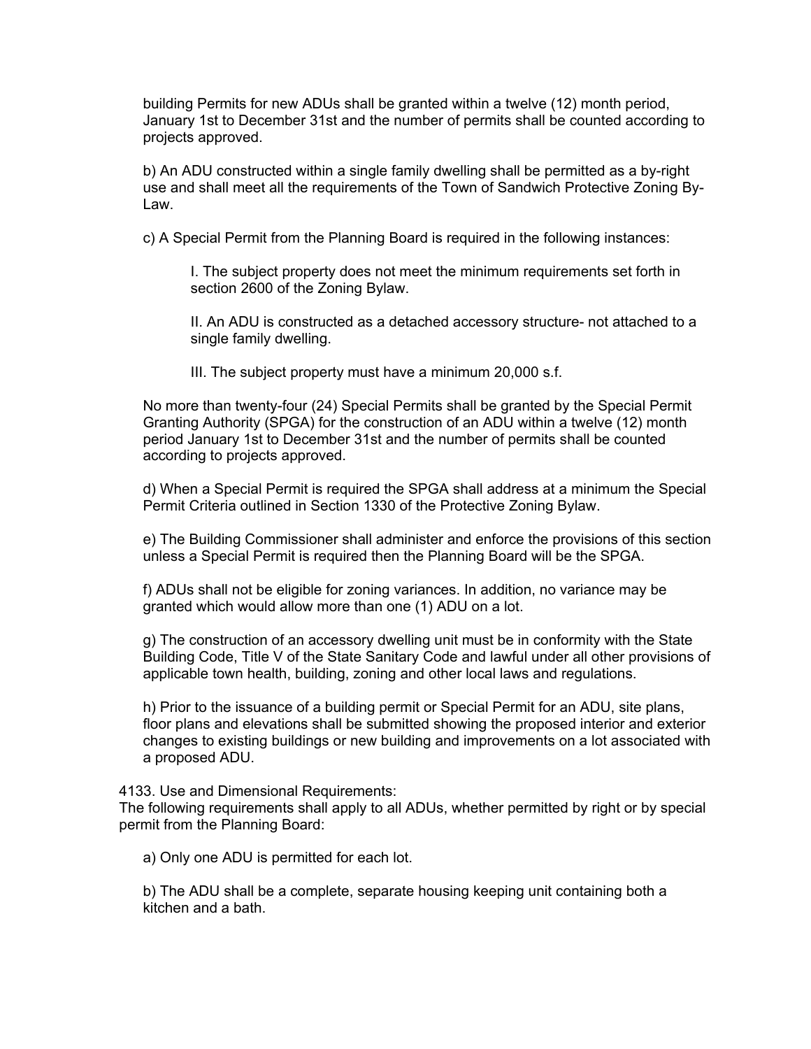building Permits for new ADUs shall be granted within a twelve (12) month period, January 1st to December 31st and the number of permits shall be counted according to projects approved.

b) An ADU constructed within a single family dwelling shall be permitted as a by-right use and shall meet all the requirements of the Town of Sandwich Protective Zoning By-Law.

c) A Special Permit from the Planning Board is required in the following instances:

> I. The subject property does not meet the minimum requirements set forth in section 2600 of the Zoning Bylaw.
>
> II. An ADU is constructed as a detached accessory structure- not attached to a single family dwelling.
>
> III. The subject property must have a minimum 20,000 s.f.

No more than twenty-four (24) Special Permits shall be granted by the Special Permit Granting Authority (SPGA) for the construction of an ADU within a twelve (12) month period January 1st to December 31st and the number of permits shall be counted according to projects approved.

d) When a Special Permit is required the SPGA shall address at a minimum the Special Permit Criteria outlined in Section 1330 of the Protective Zoning Bylaw.

e) The Building Commissioner shall administer and enforce the provisions of this section unless a Special Permit is required then the Planning Board will be the SPGA.

f) ADUs shall not be eligible for zoning variances. In addition, no variance may be granted which would allow more than one (1) ADU on a lot.

g) The construction of an accessory dwelling unit must be in conformity with the State Building Code, Title V of the State Sanitary Code and lawful under all other provisions of applicable town health, building, zoning and other local laws and regulations.

h) Prior to the issuance of a building permit or Special Permit for an ADU, site plans, floor plans and elevations shall be submitted showing the proposed interior and exterior changes to existing buildings or new building and improvements on a lot associated with a proposed ADU.

4133. Use and Dimensional Requirements:
The following requirements shall apply to all ADUs, whether permitted by right or by special permit from the Planning Board:

a) Only one ADU is permitted for each lot.

b) The ADU shall be a complete, separate housing keeping unit containing both a kitchen and a bath.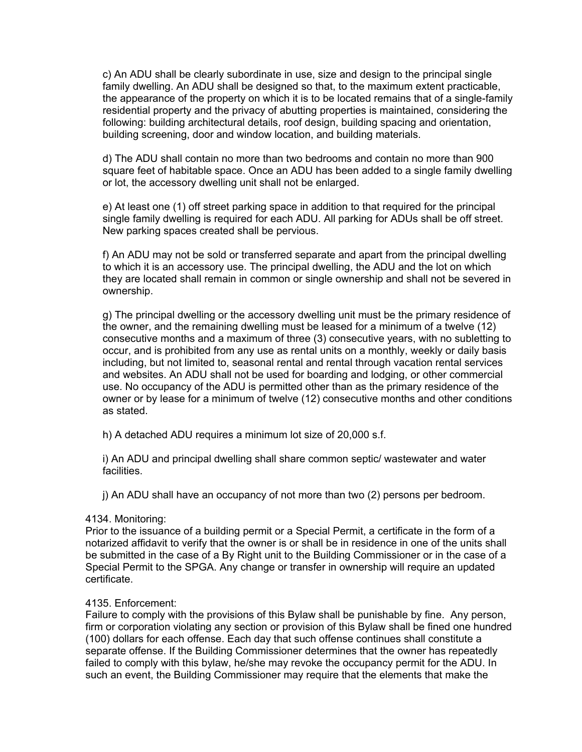c) An ADU shall be clearly subordinate in use, size and design to the principal single family dwelling. An ADU shall be designed so that, to the maximum extent practicable, the appearance of the property on which it is to be located remains that of a single-family residential property and the privacy of abutting properties is maintained, considering the following: building architectural details, roof design, building spacing and orientation, building screening, door and window location, and building materials.

d) The ADU shall contain no more than two bedrooms and contain no more than 900 square feet of habitable space. Once an ADU has been added to a single family dwelling or lot, the accessory dwelling unit shall not be enlarged.

e) At least one (1) off street parking space in addition to that required for the principal single family dwelling is required for each ADU. All parking for ADUs shall be off street. New parking spaces created shall be pervious.

f) An ADU may not be sold or transferred separate and apart from the principal dwelling to which it is an accessory use. The principal dwelling, the ADU and the lot on which they are located shall remain in common or single ownership and shall not be severed in ownership.

g) The principal dwelling or the accessory dwelling unit must be the primary residence of the owner, and the remaining dwelling must be leased for a minimum of a twelve (12) consecutive months and a maximum of three (3) consecutive years, with no subletting to occur, and is prohibited from any use as rental units on a monthly, weekly or daily basis including, but not limited to, seasonal rental and rental through vacation rental services and websites. An ADU shall not be used for boarding and lodging, or other commercial use. No occupancy of the ADU is permitted other than as the primary residence of the owner or by lease for a minimum of twelve (12) consecutive months and other conditions as stated.

h) A detached ADU requires a minimum lot size of 20,000 s.f.

i) An ADU and principal dwelling shall share common septic/ wastewater and water facilities.

j) An ADU shall have an occupancy of not more than two (2) persons per bedroom.

4134. Monitoring:
Prior to the issuance of a building permit or a Special Permit, a certificate in the form of a notarized affidavit to verify that the owner is or shall be in residence in one of the units shall be submitted in the case of a By Right unit to the Building Commissioner or in the case of a Special Permit to the SPGA. Any change or transfer in ownership will require an updated certificate.

4135. Enforcement:
Failure to comply with the provisions of this Bylaw shall be punishable by fine. Any person, firm or corporation violating any section or provision of this Bylaw shall be fined one hundred (100) dollars for each offense. Each day that such offense continues shall constitute a separate offense. If the Building Commissioner determines that the owner has repeatedly failed to comply with this bylaw, he/she may revoke the occupancy permit for the ADU. In such an event, the Building Commissioner may require that the elements that make the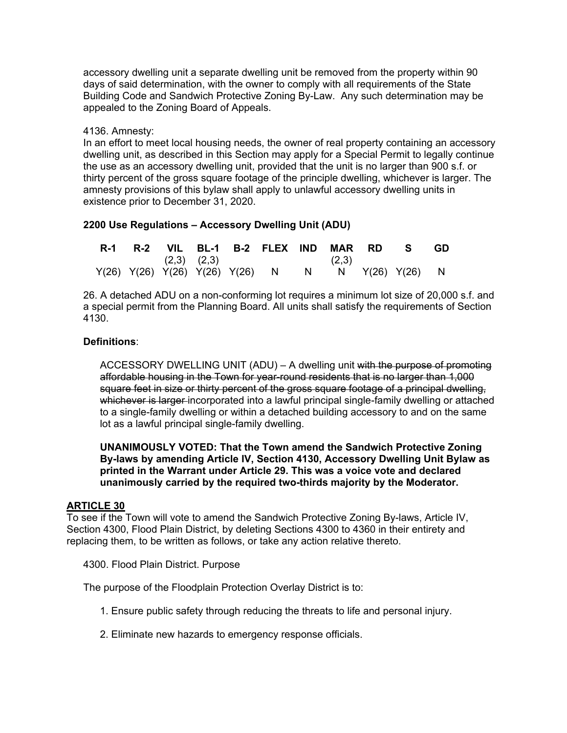accessory dwelling unit a separate dwelling unit be removed from the property within 90 days of said determination, with the owner to comply with all requirements of the State Building Code and Sandwich Protective Zoning By-Law. Any such determination may be appealed to the Zoning Board of Appeals.

4136. Amnesty:
In an effort to meet local housing needs, the owner of real property containing an accessory dwelling unit, as described in this Section may apply for a Special Permit to legally continue the use as an accessory dwelling unit, provided that the unit is no larger than 900 s.f. or thirty percent of the gross square footage of the principle dwelling, whichever is larger. The amnesty provisions of this bylaw shall apply to unlawful accessory dwelling units in existence prior to December 31, 2020.

**2200 Use Regulations – Accessory Dwelling Unit (ADU)**

| R-1 | R-2 | VIL (2,3) | BL-1 (2,3) | B-2 | FLEX | IND | MAR (2,3) | RD | S | GD |
|---|---|---|---|---|---|---|---|---|---|---|
| Y(26) | Y(26) | Y(26) | Y(26) | Y(26) | N | N | N | Y(26) | Y(26) | N |

26. A detached ADU on a non-conforming lot requires a minimum lot size of 20,000 s.f. and a special permit from the Planning Board. All units shall satisfy the requirements of Section 4130.

**Definitions**:

ACCESSORY DWELLING UNIT (ADU) – A dwelling unit ~~with the purpose of promoting affordable housing in the Town for year-round residents that is no larger than 1,000 square feet in size or thirty percent of the gross square footage of a principal dwelling, whichever is larger~~ incorporated into a lawful principal single-family dwelling or attached to a single-family dwelling or within a detached building accessory to and on the same lot as a lawful principal single-family dwelling.

**UNANIMOUSLY VOTED: That the Town amend the Sandwich Protective Zoning By-laws by amending Article IV, Section 4130, Accessory Dwelling Unit Bylaw as printed in the Warrant under Article 29. This was a voice vote and declared unanimously carried by the required two-thirds majority by the Moderator.**

## ARTICLE 30

To see if the Town will vote to amend the Sandwich Protective Zoning By-laws, Article IV, Section 4300, Flood Plain District, by deleting Sections 4300 to 4360 in their entirety and replacing them, to be written as follows, or take any action relative thereto.

4300. Flood Plain District. Purpose

The purpose of the Floodplain Protection Overlay District is to:

1. Ensure public safety through reducing the threats to life and personal injury.

2. Eliminate new hazards to emergency response officials.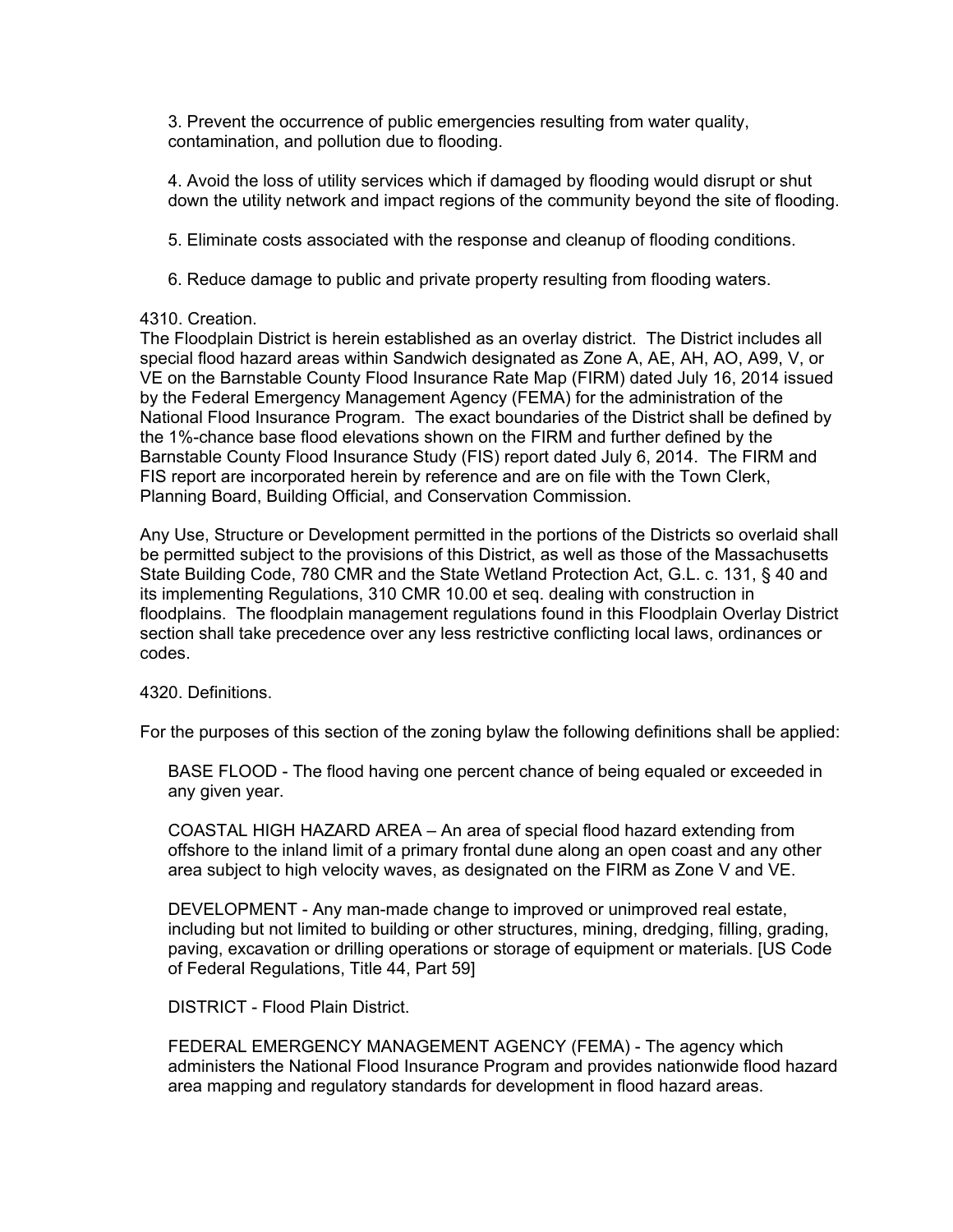3. Prevent the occurrence of public emergencies resulting from water quality, contamination, and pollution due to flooding.

4. Avoid the loss of utility services which if damaged by flooding would disrupt or shut down the utility network and impact regions of the community beyond the site of flooding.

5. Eliminate costs associated with the response and cleanup of flooding conditions.

6. Reduce damage to public and private property resulting from flooding waters.

4310. Creation.

The Floodplain District is herein established as an overlay district. The District includes all special flood hazard areas within Sandwich designated as Zone A, AE, AH, AO, A99, V, or VE on the Barnstable County Flood Insurance Rate Map (FIRM) dated July 16, 2014 issued by the Federal Emergency Management Agency (FEMA) for the administration of the National Flood Insurance Program. The exact boundaries of the District shall be defined by the 1%-chance base flood elevations shown on the FIRM and further defined by the Barnstable County Flood Insurance Study (FIS) report dated July 6, 2014. The FIRM and FIS report are incorporated herein by reference and are on file with the Town Clerk, Planning Board, Building Official, and Conservation Commission.

Any Use, Structure or Development permitted in the portions of the Districts so overlaid shall be permitted subject to the provisions of this District, as well as those of the Massachusetts State Building Code, 780 CMR and the State Wetland Protection Act, G.L. c. 131, § 40 and its implementing Regulations, 310 CMR 10.00 et seq. dealing with construction in floodplains. The floodplain management regulations found in this Floodplain Overlay District section shall take precedence over any less restrictive conflicting local laws, ordinances or codes.

4320. Definitions.

For the purposes of this section of the zoning bylaw the following definitions shall be applied:

BASE FLOOD - The flood having one percent chance of being equaled or exceeded in any given year.

COASTAL HIGH HAZARD AREA – An area of special flood hazard extending from offshore to the inland limit of a primary frontal dune along an open coast and any other area subject to high velocity waves, as designated on the FIRM as Zone V and VE.

DEVELOPMENT - Any man-made change to improved or unimproved real estate, including but not limited to building or other structures, mining, dredging, filling, grading, paving, excavation or drilling operations or storage of equipment or materials. [US Code of Federal Regulations, Title 44, Part 59]

DISTRICT - Flood Plain District.

FEDERAL EMERGENCY MANAGEMENT AGENCY (FEMA) - The agency which administers the National Flood Insurance Program and provides nationwide flood hazard area mapping and regulatory standards for development in flood hazard areas.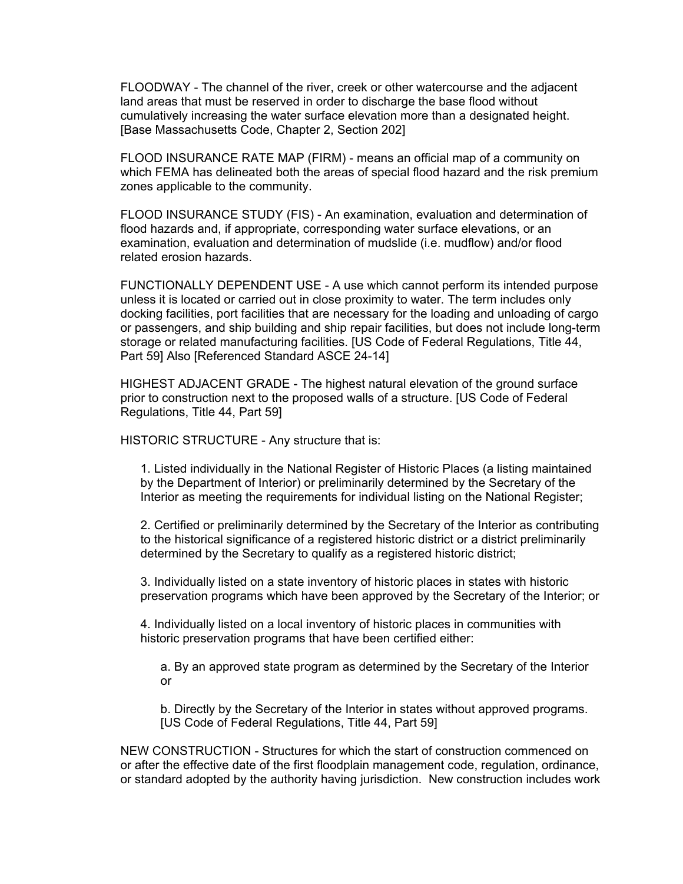FLOODWAY - The channel of the river, creek or other watercourse and the adjacent land areas that must be reserved in order to discharge the base flood without cumulatively increasing the water surface elevation more than a designated height. [Base Massachusetts Code, Chapter 2, Section 202]

FLOOD INSURANCE RATE MAP (FIRM) - means an official map of a community on which FEMA has delineated both the areas of special flood hazard and the risk premium zones applicable to the community.

FLOOD INSURANCE STUDY (FIS) - An examination, evaluation and determination of flood hazards and, if appropriate, corresponding water surface elevations, or an examination, evaluation and determination of mudslide (i.e. mudflow) and/or flood related erosion hazards.

FUNCTIONALLY DEPENDENT USE - A use which cannot perform its intended purpose unless it is located or carried out in close proximity to water. The term includes only docking facilities, port facilities that are necessary for the loading and unloading of cargo or passengers, and ship building and ship repair facilities, but does not include long-term storage or related manufacturing facilities. [US Code of Federal Regulations, Title 44, Part 59] Also [Referenced Standard ASCE 24-14]

HIGHEST ADJACENT GRADE - The highest natural elevation of the ground surface prior to construction next to the proposed walls of a structure. [US Code of Federal Regulations, Title 44, Part 59]

HISTORIC STRUCTURE - Any structure that is:

1. Listed individually in the National Register of Historic Places (a listing maintained by the Department of Interior) or preliminarily determined by the Secretary of the Interior as meeting the requirements for individual listing on the National Register;

2. Certified or preliminarily determined by the Secretary of the Interior as contributing to the historical significance of a registered historic district or a district preliminarily determined by the Secretary to qualify as a registered historic district;

3. Individually listed on a state inventory of historic places in states with historic preservation programs which have been approved by the Secretary of the Interior; or

4. Individually listed on a local inventory of historic places in communities with historic preservation programs that have been certified either:

   a. By an approved state program as determined by the Secretary of the Interior or

   b. Directly by the Secretary of the Interior in states without approved programs. [US Code of Federal Regulations, Title 44, Part 59]

NEW CONSTRUCTION - Structures for which the start of construction commenced on or after the effective date of the first floodplain management code, regulation, ordinance, or standard adopted by the authority having jurisdiction. New construction includes work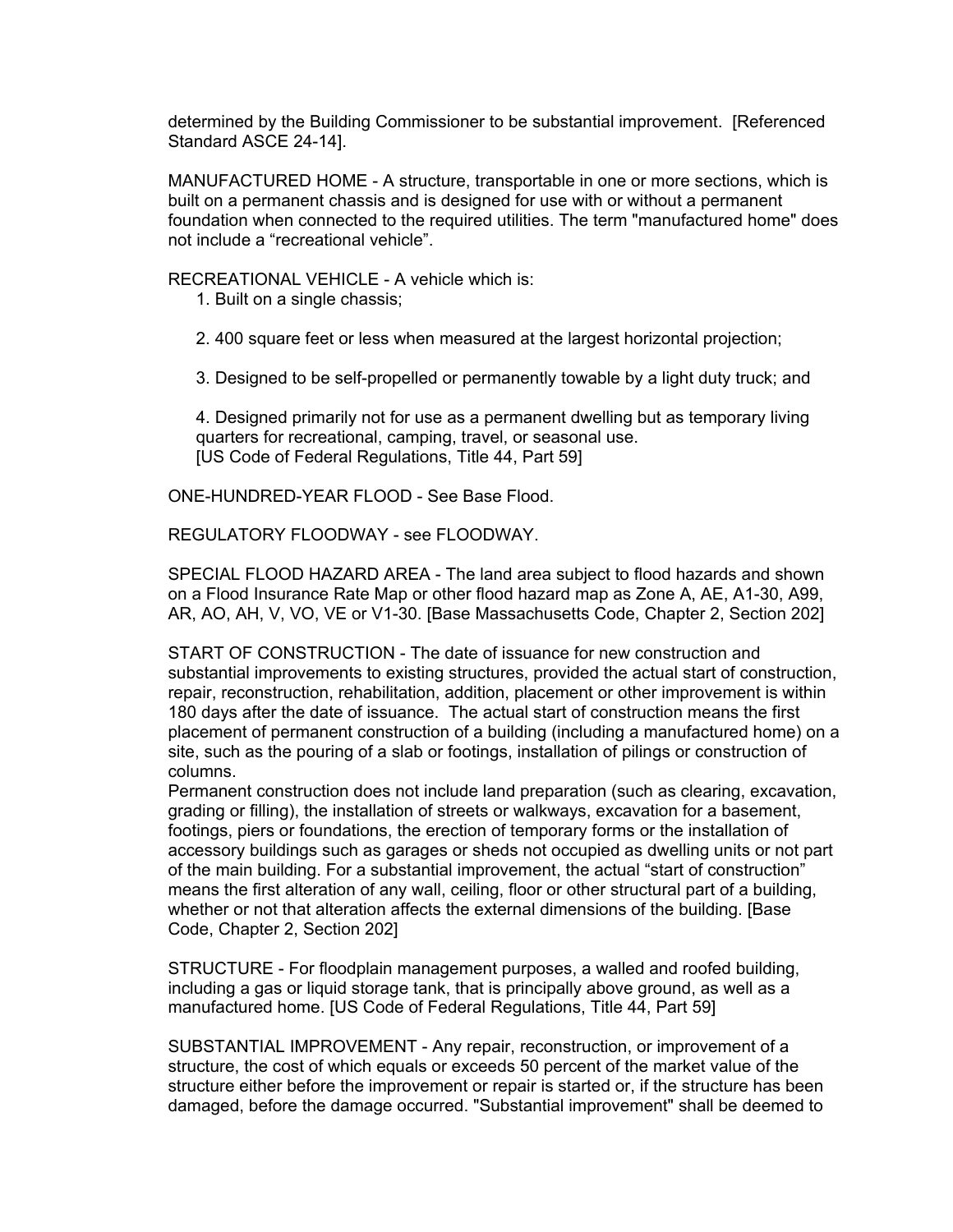determined by the Building Commissioner to be substantial improvement. [Referenced Standard ASCE 24-14].

MANUFACTURED HOME - A structure, transportable in one or more sections, which is built on a permanent chassis and is designed for use with or without a permanent foundation when connected to the required utilities. The term "manufactured home" does not include a "recreational vehicle".

RECREATIONAL VEHICLE - A vehicle which is:

1. Built on a single chassis;

2. 400 square feet or less when measured at the largest horizontal projection;

3. Designed to be self-propelled or permanently towable by a light duty truck; and

4. Designed primarily not for use as a permanent dwelling but as temporary living quarters for recreational, camping, travel, or seasonal use.
[US Code of Federal Regulations, Title 44, Part 59]

ONE-HUNDRED-YEAR FLOOD - See Base Flood.

REGULATORY FLOODWAY - see FLOODWAY.

SPECIAL FLOOD HAZARD AREA - The land area subject to flood hazards and shown on a Flood Insurance Rate Map or other flood hazard map as Zone A, AE, A1-30, A99, AR, AO, AH, V, VO, VE or V1-30. [Base Massachusetts Code, Chapter 2, Section 202]

START OF CONSTRUCTION - The date of issuance for new construction and substantial improvements to existing structures, provided the actual start of construction, repair, reconstruction, rehabilitation, addition, placement or other improvement is within 180 days after the date of issuance. The actual start of construction means the first placement of permanent construction of a building (including a manufactured home) on a site, such as the pouring of a slab or footings, installation of pilings or construction of columns.
Permanent construction does not include land preparation (such as clearing, excavation, grading or filling), the installation of streets or walkways, excavation for a basement, footings, piers or foundations, the erection of temporary forms or the installation of accessory buildings such as garages or sheds not occupied as dwelling units or not part of the main building. For a substantial improvement, the actual "start of construction" means the first alteration of any wall, ceiling, floor or other structural part of a building, whether or not that alteration affects the external dimensions of the building. [Base Code, Chapter 2, Section 202]

STRUCTURE - For floodplain management purposes, a walled and roofed building, including a gas or liquid storage tank, that is principally above ground, as well as a manufactured home. [US Code of Federal Regulations, Title 44, Part 59]

SUBSTANTIAL IMPROVEMENT - Any repair, reconstruction, or improvement of a structure, the cost of which equals or exceeds 50 percent of the market value of the structure either before the improvement or repair is started or, if the structure has been damaged, before the damage occurred. "Substantial improvement" shall be deemed to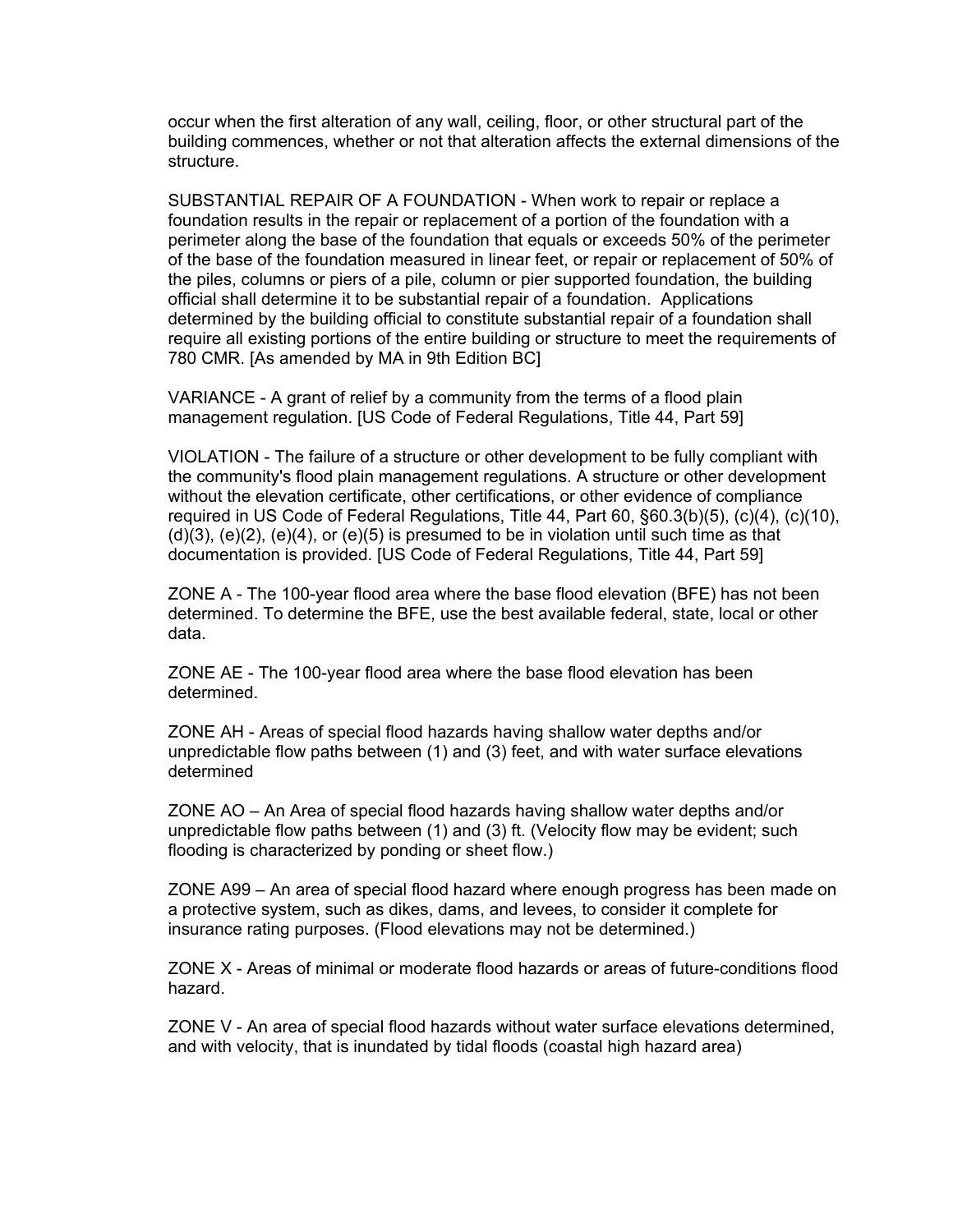occur when the first alteration of any wall, ceiling, floor, or other structural part of the building commences, whether or not that alteration affects the external dimensions of the structure.

SUBSTANTIAL REPAIR OF A FOUNDATION - When work to repair or replace a foundation results in the repair or replacement of a portion of the foundation with a perimeter along the base of the foundation that equals or exceeds 50% of the perimeter of the base of the foundation measured in linear feet, or repair or replacement of 50% of the piles, columns or piers of a pile, column or pier supported foundation, the building official shall determine it to be substantial repair of a foundation. Applications determined by the building official to constitute substantial repair of a foundation shall require all existing portions of the entire building or structure to meet the requirements of 780 CMR. [As amended by MA in 9th Edition BC]

VARIANCE - A grant of relief by a community from the terms of a flood plain management regulation. [US Code of Federal Regulations, Title 44, Part 59]

VIOLATION - The failure of a structure or other development to be fully compliant with the community's flood plain management regulations. A structure or other development without the elevation certificate, other certifications, or other evidence of compliance required in US Code of Federal Regulations, Title 44, Part 60, §60.3(b)(5), (c)(4), (c)(10), (d)(3), (e)(2), (e)(4), or (e)(5) is presumed to be in violation until such time as that documentation is provided. [US Code of Federal Regulations, Title 44, Part 59]

ZONE A - The 100-year flood area where the base flood elevation (BFE) has not been determined. To determine the BFE, use the best available federal, state, local or other data.

ZONE AE - The 100-year flood area where the base flood elevation has been determined.

ZONE AH - Areas of special flood hazards having shallow water depths and/or unpredictable flow paths between (1) and (3) feet, and with water surface elevations determined

ZONE AO – An Area of special flood hazards having shallow water depths and/or unpredictable flow paths between (1) and (3) ft. (Velocity flow may be evident; such flooding is characterized by ponding or sheet flow.)

ZONE A99 – An area of special flood hazard where enough progress has been made on a protective system, such as dikes, dams, and levees, to consider it complete for insurance rating purposes. (Flood elevations may not be determined.)

ZONE X - Areas of minimal or moderate flood hazards or areas of future-conditions flood hazard.

ZONE V - An area of special flood hazards without water surface elevations determined, and with velocity, that is inundated by tidal floods (coastal high hazard area)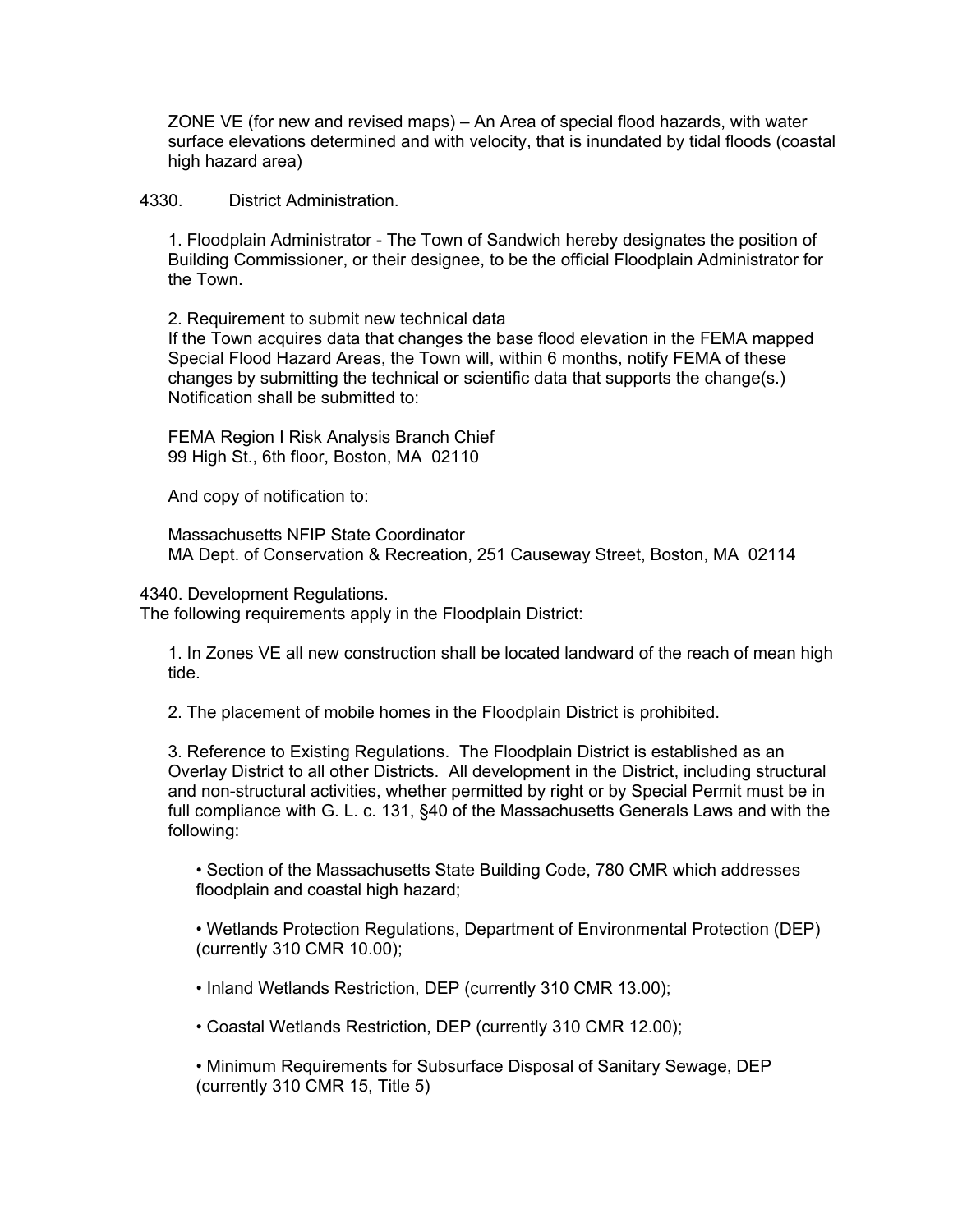ZONE VE (for new and revised maps) – An Area of special flood hazards, with water surface elevations determined and with velocity, that is inundated by tidal floods (coastal high hazard area)

4330. District Administration.

1. Floodplain Administrator - The Town of Sandwich hereby designates the position of Building Commissioner, or their designee, to be the official Floodplain Administrator for the Town.

2. Requirement to submit new technical data
If the Town acquires data that changes the base flood elevation in the FEMA mapped Special Flood Hazard Areas, the Town will, within 6 months, notify FEMA of these changes by submitting the technical or scientific data that supports the change(s.) Notification shall be submitted to:

FEMA Region I Risk Analysis Branch Chief
99 High St., 6th floor, Boston, MA 02110

And copy of notification to:

Massachusetts NFIP State Coordinator
MA Dept. of Conservation & Recreation, 251 Causeway Street, Boston, MA 02114

4340. Development Regulations.
The following requirements apply in the Floodplain District:

1. In Zones VE all new construction shall be located landward of the reach of mean high tide.

2. The placement of mobile homes in the Floodplain District is prohibited.

3. Reference to Existing Regulations. The Floodplain District is established as an Overlay District to all other Districts. All development in the District, including structural and non-structural activities, whether permitted by right or by Special Permit must be in full compliance with G. L. c. 131, §40 of the Massachusetts Generals Laws and with the following:

- Section of the Massachusetts State Building Code, 780 CMR which addresses floodplain and coastal high hazard;
- Wetlands Protection Regulations, Department of Environmental Protection (DEP) (currently 310 CMR 10.00);
- Inland Wetlands Restriction, DEP (currently 310 CMR 13.00);
- Coastal Wetlands Restriction, DEP (currently 310 CMR 12.00);
- Minimum Requirements for Subsurface Disposal of Sanitary Sewage, DEP (currently 310 CMR 15, Title 5)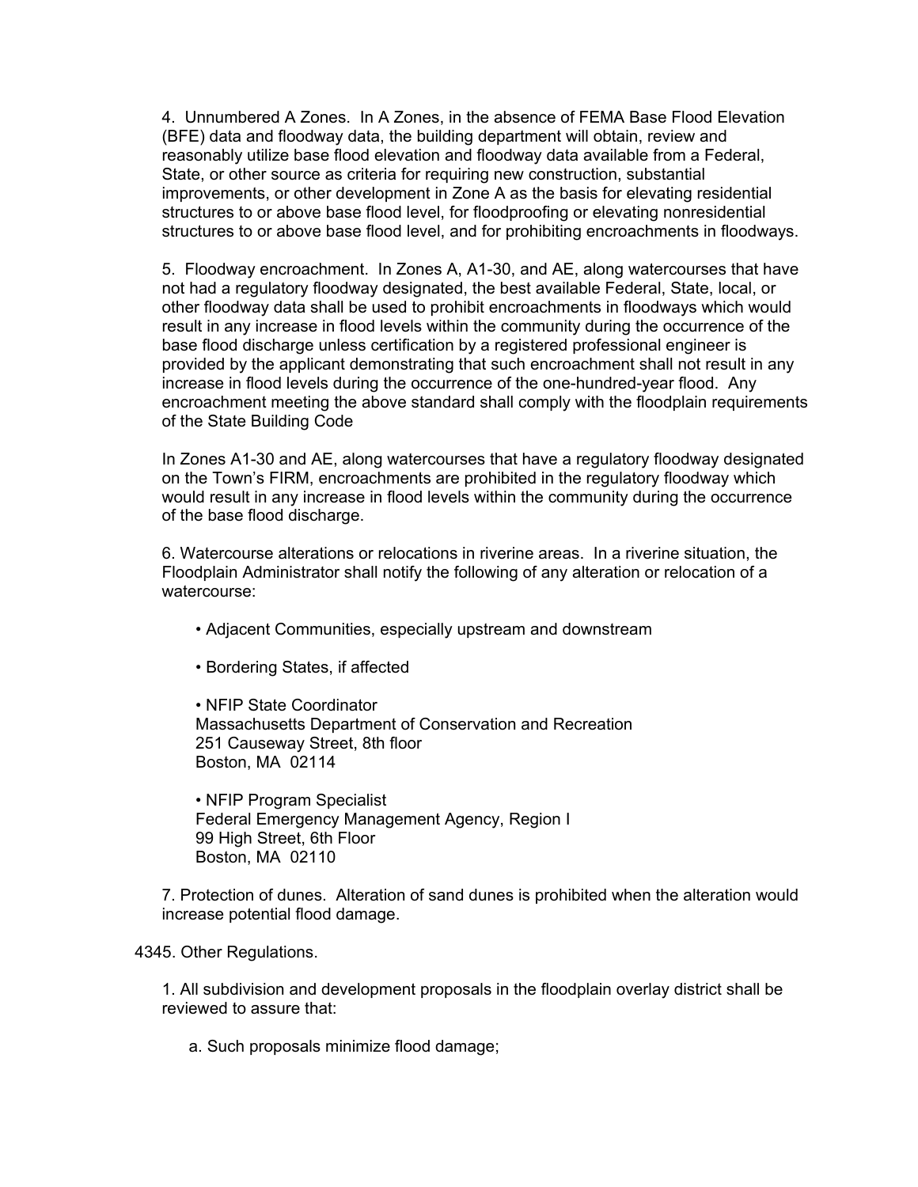4. Unnumbered A Zones. In A Zones, in the absence of FEMA Base Flood Elevation (BFE) data and floodway data, the building department will obtain, review and reasonably utilize base flood elevation and floodway data available from a Federal, State, or other source as criteria for requiring new construction, substantial improvements, or other development in Zone A as the basis for elevating residential structures to or above base flood level, for floodproofing or elevating nonresidential structures to or above base flood level, and for prohibiting encroachments in floodways.

5. Floodway encroachment. In Zones A, A1-30, and AE, along watercourses that have not had a regulatory floodway designated, the best available Federal, State, local, or other floodway data shall be used to prohibit encroachments in floodways which would result in any increase in flood levels within the community during the occurrence of the base flood discharge unless certification by a registered professional engineer is provided by the applicant demonstrating that such encroachment shall not result in any increase in flood levels during the occurrence of the one-hundred-year flood. Any encroachment meeting the above standard shall comply with the floodplain requirements of the State Building Code

In Zones A1-30 and AE, along watercourses that have a regulatory floodway designated on the Town's FIRM, encroachments are prohibited in the regulatory floodway which would result in any increase in flood levels within the community during the occurrence of the base flood discharge.

6. Watercourse alterations or relocations in riverine areas. In a riverine situation, the Floodplain Administrator shall notify the following of any alteration or relocation of a watercourse:

- Adjacent Communities, especially upstream and downstream

- Bordering States, if affected

- NFIP State Coordinator
  Massachusetts Department of Conservation and Recreation
  251 Causeway Street, 8th floor
  Boston, MA 02114

- NFIP Program Specialist
  Federal Emergency Management Agency, Region I
  99 High Street, 6th Floor
  Boston, MA 02110

7. Protection of dunes. Alteration of sand dunes is prohibited when the alteration would increase potential flood damage.

4345. Other Regulations.

1. All subdivision and development proposals in the floodplain overlay district shall be reviewed to assure that:

   a. Such proposals minimize flood damage;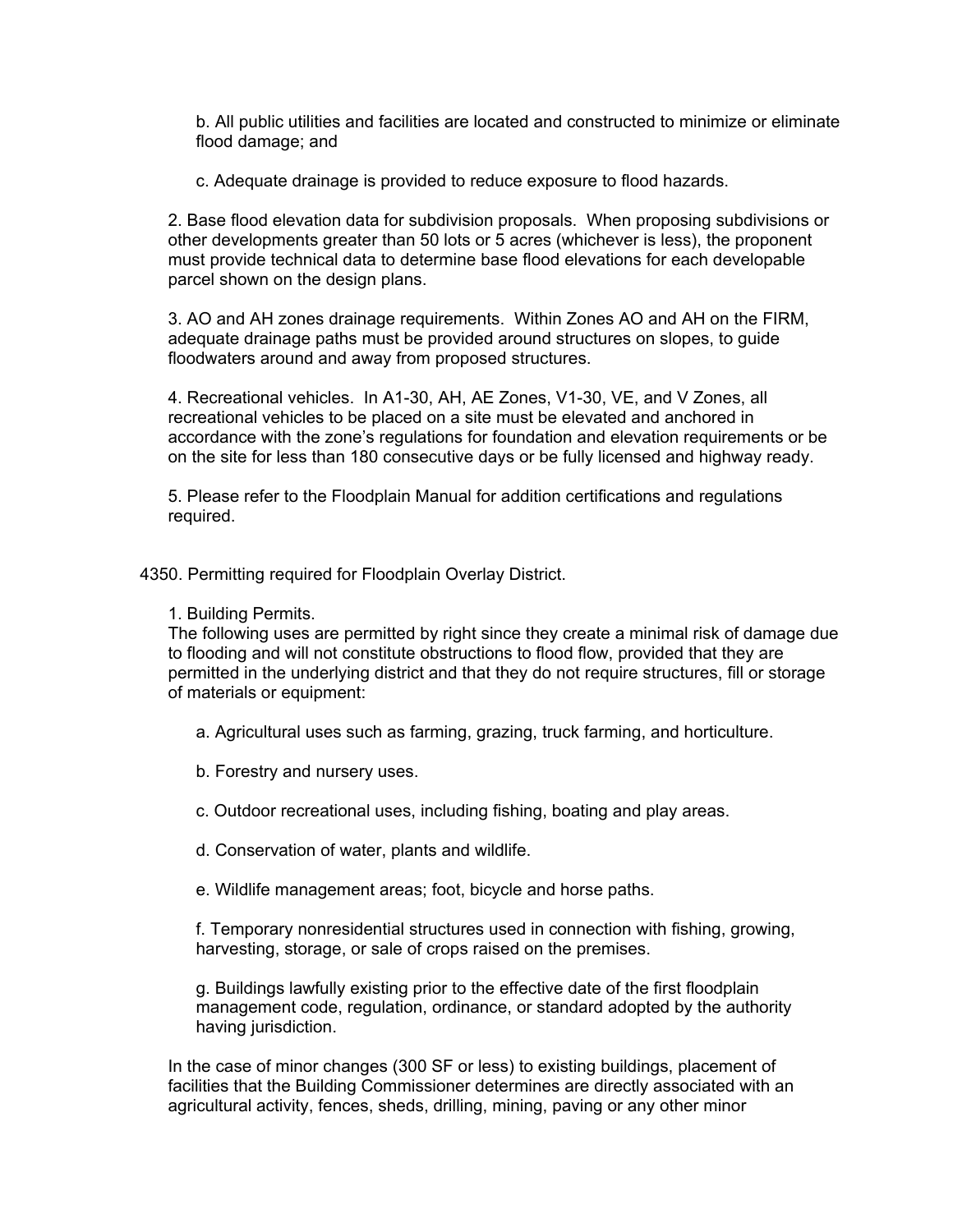b. All public utilities and facilities are located and constructed to minimize or eliminate flood damage; and

c. Adequate drainage is provided to reduce exposure to flood hazards.

2. Base flood elevation data for subdivision proposals. When proposing subdivisions or other developments greater than 50 lots or 5 acres (whichever is less), the proponent must provide technical data to determine base flood elevations for each developable parcel shown on the design plans.

3. AO and AH zones drainage requirements. Within Zones AO and AH on the FIRM, adequate drainage paths must be provided around structures on slopes, to guide floodwaters around and away from proposed structures.

4. Recreational vehicles. In A1-30, AH, AE Zones, V1-30, VE, and V Zones, all recreational vehicles to be placed on a site must be elevated and anchored in accordance with the zone's regulations for foundation and elevation requirements or be on the site for less than 180 consecutive days or be fully licensed and highway ready.

5. Please refer to the Floodplain Manual for addition certifications and regulations required.

4350. Permitting required for Floodplain Overlay District.

1. Building Permits.
The following uses are permitted by right since they create a minimal risk of damage due to flooding and will not constitute obstructions to flood flow, provided that they are permitted in the underlying district and that they do not require structures, fill or storage of materials or equipment:

a. Agricultural uses such as farming, grazing, truck farming, and horticulture.

b. Forestry and nursery uses.

c. Outdoor recreational uses, including fishing, boating and play areas.

d. Conservation of water, plants and wildlife.

e. Wildlife management areas; foot, bicycle and horse paths.

f. Temporary nonresidential structures used in connection with fishing, growing, harvesting, storage, or sale of crops raised on the premises.

g. Buildings lawfully existing prior to the effective date of the first floodplain management code, regulation, ordinance, or standard adopted by the authority having jurisdiction.

In the case of minor changes (300 SF or less) to existing buildings, placement of facilities that the Building Commissioner determines are directly associated with an agricultural activity, fences, sheds, drilling, mining, paving or any other minor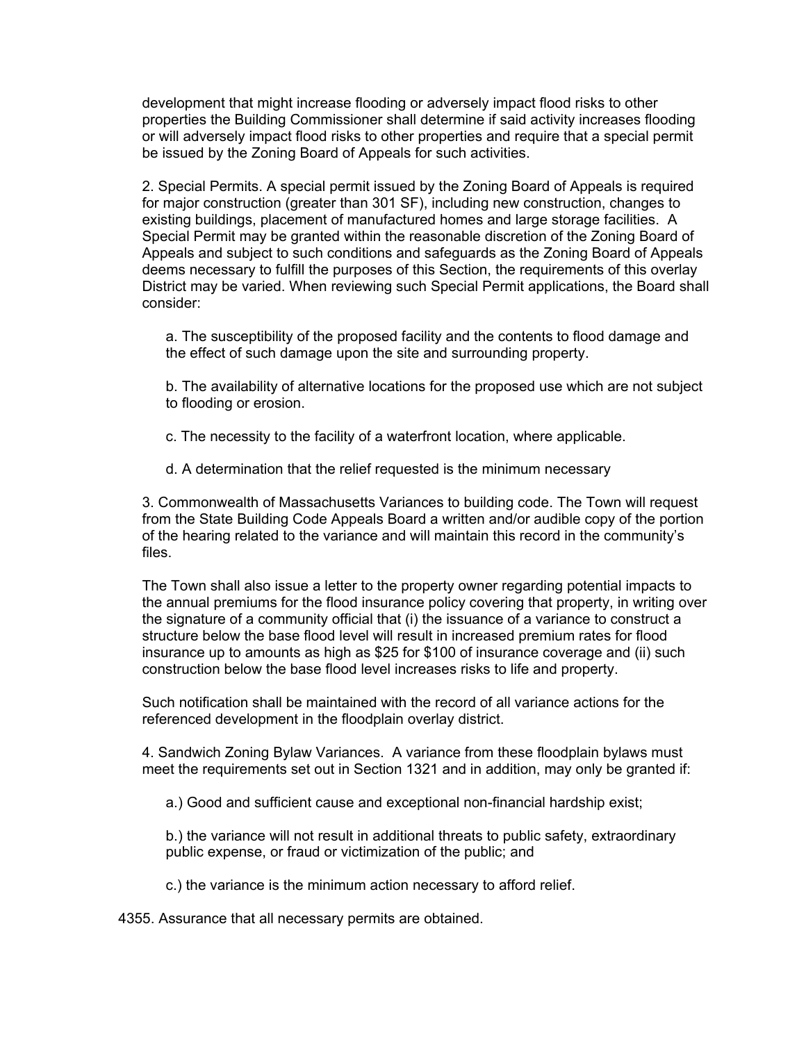development that might increase flooding or adversely impact flood risks to other properties the Building Commissioner shall determine if said activity increases flooding or will adversely impact flood risks to other properties and require that a special permit be issued by the Zoning Board of Appeals for such activities.

2. Special Permits. A special permit issued by the Zoning Board of Appeals is required for major construction (greater than 301 SF), including new construction, changes to existing buildings, placement of manufactured homes and large storage facilities. A Special Permit may be granted within the reasonable discretion of the Zoning Board of Appeals and subject to such conditions and safeguards as the Zoning Board of Appeals deems necessary to fulfill the purposes of this Section, the requirements of this overlay District may be varied. When reviewing such Special Permit applications, the Board shall consider:

a. The susceptibility of the proposed facility and the contents to flood damage and the effect of such damage upon the site and surrounding property.

b. The availability of alternative locations for the proposed use which are not subject to flooding or erosion.

c. The necessity to the facility of a waterfront location, where applicable.

d. A determination that the relief requested is the minimum necessary

3. Commonwealth of Massachusetts Variances to building code. The Town will request from the State Building Code Appeals Board a written and/or audible copy of the portion of the hearing related to the variance and will maintain this record in the community's files.

The Town shall also issue a letter to the property owner regarding potential impacts to the annual premiums for the flood insurance policy covering that property, in writing over the signature of a community official that (i) the issuance of a variance to construct a structure below the base flood level will result in increased premium rates for flood insurance up to amounts as high as $25 for $100 of insurance coverage and (ii) such construction below the base flood level increases risks to life and property.

Such notification shall be maintained with the record of all variance actions for the referenced development in the floodplain overlay district.

4. Sandwich Zoning Bylaw Variances. A variance from these floodplain bylaws must meet the requirements set out in Section 1321 and in addition, may only be granted if:

a.) Good and sufficient cause and exceptional non-financial hardship exist;

b.) the variance will not result in additional threats to public safety, extraordinary public expense, or fraud or victimization of the public; and

c.) the variance is the minimum action necessary to afford relief.

4355. Assurance that all necessary permits are obtained.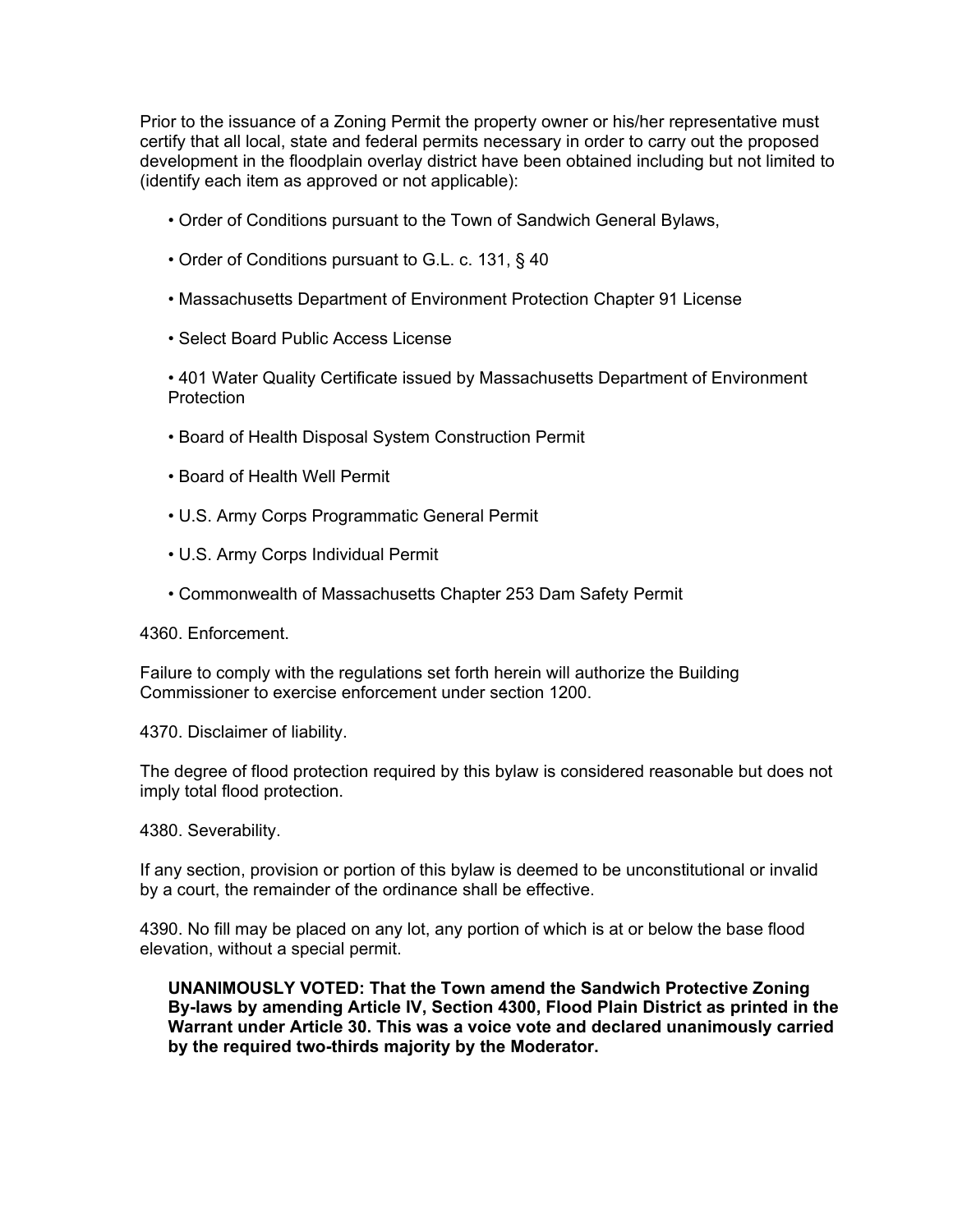Prior to the issuance of a Zoning Permit the property owner or his/her representative must certify that all local, state and federal permits necessary in order to carry out the proposed development in the floodplain overlay district have been obtained including but not limited to (identify each item as approved or not applicable):

- Order of Conditions pursuant to the Town of Sandwich General Bylaws,
- Order of Conditions pursuant to G.L. c. 131, § 40
- Massachusetts Department of Environment Protection Chapter 91 License
- Select Board Public Access License
- 401 Water Quality Certificate issued by Massachusetts Department of Environment Protection
- Board of Health Disposal System Construction Permit
- Board of Health Well Permit
- U.S. Army Corps Programmatic General Permit
- U.S. Army Corps Individual Permit
- Commonwealth of Massachusetts Chapter 253 Dam Safety Permit

4360. Enforcement.

Failure to comply with the regulations set forth herein will authorize the Building Commissioner to exercise enforcement under section 1200.

4370. Disclaimer of liability.

The degree of flood protection required by this bylaw is considered reasonable but does not imply total flood protection.

4380. Severability.

If any section, provision or portion of this bylaw is deemed to be unconstitutional or invalid by a court, the remainder of the ordinance shall be effective.

4390. No fill may be placed on any lot, any portion of which is at or below the base flood elevation, without a special permit.

**UNANIMOUSLY VOTED: That the Town amend the Sandwich Protective Zoning By-laws by amending Article IV, Section 4300, Flood Plain District as printed in the Warrant under Article 30. This was a voice vote and declared unanimously carried by the required two-thirds majority by the Moderator.**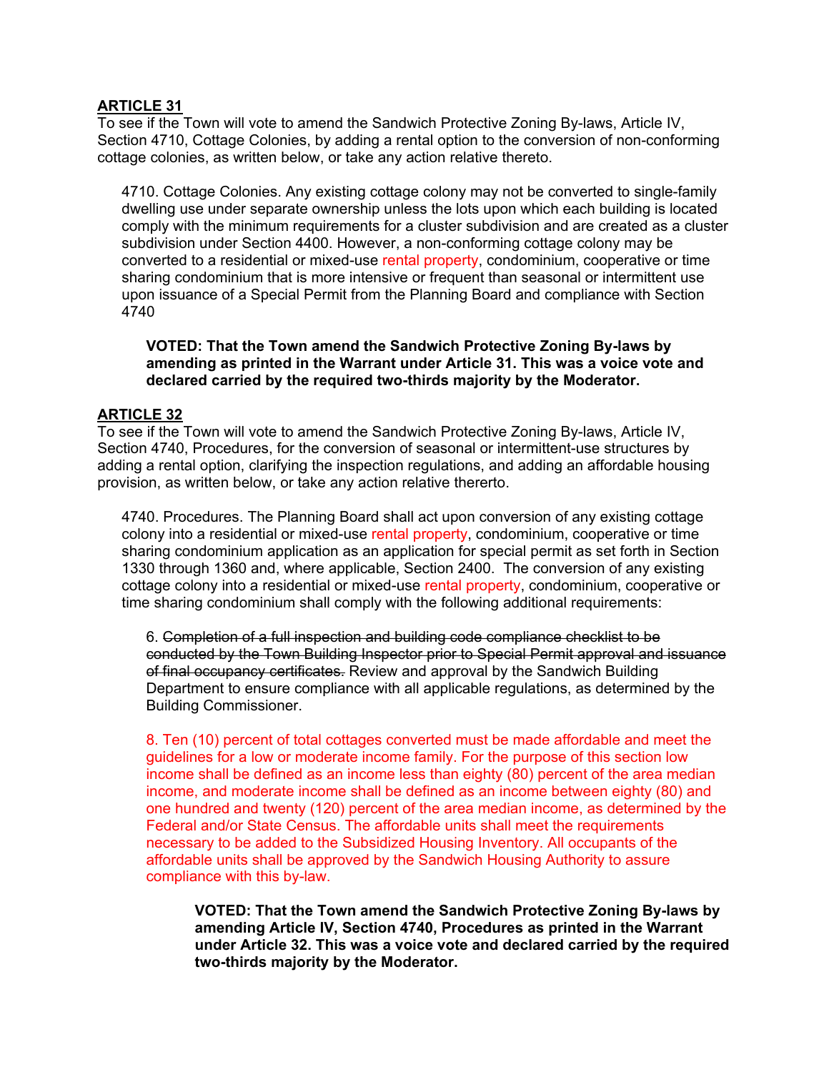## ARTICLE 31

To see if the Town will vote to amend the Sandwich Protective Zoning By-laws, Article IV, Section 4710, Cottage Colonies, by adding a rental option to the conversion of non-conforming cottage colonies, as written below, or take any action relative thereto.

> 4710. Cottage Colonies. Any existing cottage colony may not be converted to single-family dwelling use under separate ownership unless the lots upon which each building is located comply with the minimum requirements for a cluster subdivision and are created as a cluster subdivision under Section 4400. However, a non-conforming cottage colony may be converted to a residential or mixed-use rental property, condominium, cooperative or time sharing condominium that is more intensive or frequent than seasonal or intermittent use upon issuance of a Special Permit from the Planning Board and compliance with Section 4740
>
> **VOTED: That the Town amend the Sandwich Protective Zoning By-laws by amending as printed in the Warrant under Article 31. This was a voice vote and declared carried by the required two-thirds majority by the Moderator.**

## ARTICLE 32

To see if the Town will vote to amend the Sandwich Protective Zoning By-laws, Article IV, Section 4740, Procedures, for the conversion of seasonal or intermittent-use structures by adding a rental option, clarifying the inspection regulations, and adding an affordable housing provision, as written below, or take any action relative thererto.

> 4740. Procedures. The Planning Board shall act upon conversion of any existing cottage colony into a residential or mixed-use rental property, condominium, cooperative or time sharing condominium application as an application for special permit as set forth in Section 1330 through 1360 and, where applicable, Section 2400. The conversion of any existing cottage colony into a residential or mixed-use rental property, condominium, cooperative or time sharing condominium shall comply with the following additional requirements:
>
> 6. ~~Completion of a full inspection and building code compliance checklist to be conducted by the Town Building Inspector prior to Special Permit approval and issuance of final occupancy certificates.~~ Review and approval by the Sandwich Building Department to ensure compliance with all applicable regulations, as determined by the Building Commissioner.
>
> 8. Ten (10) percent of total cottages converted must be made affordable and meet the guidelines for a low or moderate income family. For the purpose of this section low income shall be defined as an income less than eighty (80) percent of the area median income, and moderate income shall be defined as an income between eighty (80) and one hundred and twenty (120) percent of the area median income, as determined by the Federal and/or State Census. The affordable units shall meet the requirements necessary to be added to the Subsidized Housing Inventory. All occupants of the affordable units shall be approved by the Sandwich Housing Authority to assure compliance with this by-law.
>
> **VOTED: That the Town amend the Sandwich Protective Zoning By-laws by amending Article IV, Section 4740, Procedures as printed in the Warrant under Article 32. This was a voice vote and declared carried by the required two-thirds majority by the Moderator.**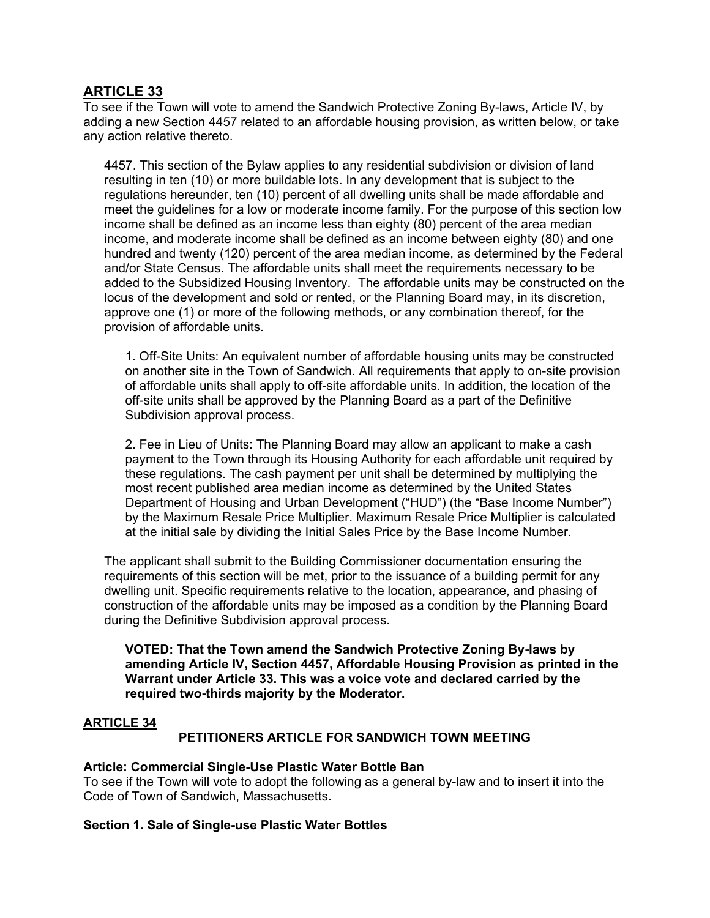## ARTICLE 33

To see if the Town will vote to amend the Sandwich Protective Zoning By-laws, Article IV, by adding a new Section 4457 related to an affordable housing provision, as written below, or take any action relative thereto.

4457. This section of the Bylaw applies to any residential subdivision or division of land resulting in ten (10) or more buildable lots. In any development that is subject to the regulations hereunder, ten (10) percent of all dwelling units shall be made affordable and meet the guidelines for a low or moderate income family. For the purpose of this section low income shall be defined as an income less than eighty (80) percent of the area median income, and moderate income shall be defined as an income between eighty (80) and one hundred and twenty (120) percent of the area median income, as determined by the Federal and/or State Census. The affordable units shall meet the requirements necessary to be added to the Subsidized Housing Inventory. The affordable units may be constructed on the locus of the development and sold or rented, or the Planning Board may, in its discretion, approve one (1) or more of the following methods, or any combination thereof, for the provision of affordable units.

1. Off-Site Units: An equivalent number of affordable housing units may be constructed on another site in the Town of Sandwich. All requirements that apply to on-site provision of affordable units shall apply to off-site affordable units. In addition, the location of the off-site units shall be approved by the Planning Board as a part of the Definitive Subdivision approval process.

2. Fee in Lieu of Units: The Planning Board may allow an applicant to make a cash payment to the Town through its Housing Authority for each affordable unit required by these regulations. The cash payment per unit shall be determined by multiplying the most recent published area median income as determined by the United States Department of Housing and Urban Development ("HUD") (the "Base Income Number") by the Maximum Resale Price Multiplier. Maximum Resale Price Multiplier is calculated at the initial sale by dividing the Initial Sales Price by the Base Income Number.

The applicant shall submit to the Building Commissioner documentation ensuring the requirements of this section will be met, prior to the issuance of a building permit for any dwelling unit. Specific requirements relative to the location, appearance, and phasing of construction of the affordable units may be imposed as a condition by the Planning Board during the Definitive Subdivision approval process.

**VOTED: That the Town amend the Sandwich Protective Zoning By-laws by amending Article IV, Section 4457, Affordable Housing Provision as printed in the Warrant under Article 33. This was a voice vote and declared carried by the required two-thirds majority by the Moderator.**

## ARTICLE 34

### PETITIONERS ARTICLE FOR SANDWICH TOWN MEETING

**Article: Commercial Single-Use Plastic Water Bottle Ban**

To see if the Town will vote to adopt the following as a general by-law and to insert it into the Code of Town of Sandwich, Massachusetts.

**Section 1. Sale of Single-use Plastic Water Bottles**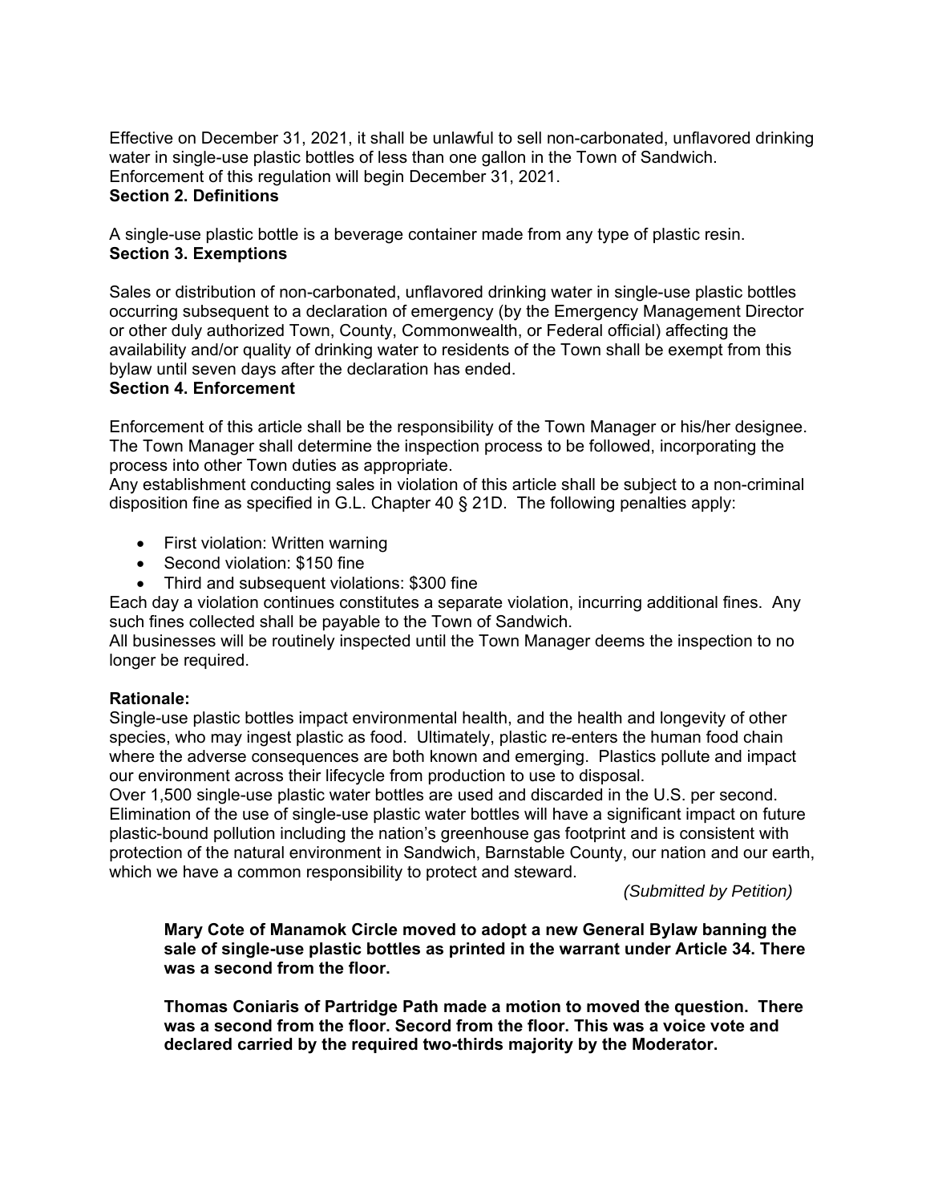Effective on December 31, 2021, it shall be unlawful to sell non-carbonated, unflavored drinking water in single-use plastic bottles of less than one gallon in the Town of Sandwich. Enforcement of this regulation will begin December 31, 2021.

**Section 2. Definitions**

A single-use plastic bottle is a beverage container made from any type of plastic resin.

**Section 3. Exemptions**

Sales or distribution of non-carbonated, unflavored drinking water in single-use plastic bottles occurring subsequent to a declaration of emergency (by the Emergency Management Director or other duly authorized Town, County, Commonwealth, or Federal official) affecting the availability and/or quality of drinking water to residents of the Town shall be exempt from this bylaw until seven days after the declaration has ended.

**Section 4. Enforcement**

Enforcement of this article shall be the responsibility of the Town Manager or his/her designee. The Town Manager shall determine the inspection process to be followed, incorporating the process into other Town duties as appropriate.

Any establishment conducting sales in violation of this article shall be subject to a non-criminal disposition fine as specified in G.L. Chapter 40 § 21D. The following penalties apply:

- First violation: Written warning
- Second violation: $150 fine
- Third and subsequent violations: $300 fine

Each day a violation continues constitutes a separate violation, incurring additional fines. Any such fines collected shall be payable to the Town of Sandwich.

All businesses will be routinely inspected until the Town Manager deems the inspection to no longer be required.

**Rationale:**

Single-use plastic bottles impact environmental health, and the health and longevity of other species, who may ingest plastic as food. Ultimately, plastic re-enters the human food chain where the adverse consequences are both known and emerging. Plastics pollute and impact our environment across their lifecycle from production to use to disposal.

Over 1,500 single-use plastic water bottles are used and discarded in the U.S. per second. Elimination of the use of single-use plastic water bottles will have a significant impact on future plastic-bound pollution including the nation's greenhouse gas footprint and is consistent with protection of the natural environment in Sandwich, Barnstable County, our nation and our earth, which we have a common responsibility to protect and steward.

*(Submitted by Petition)*

**Mary Cote of Manamok Circle moved to adopt a new General Bylaw banning the sale of single-use plastic bottles as printed in the warrant under Article 34. There was a second from the floor.**

**Thomas Coniaris of Partridge Path made a motion to moved the question. There was a second from the floor. Secord from the floor. This was a voice vote and declared carried by the required two-thirds majority by the Moderator.**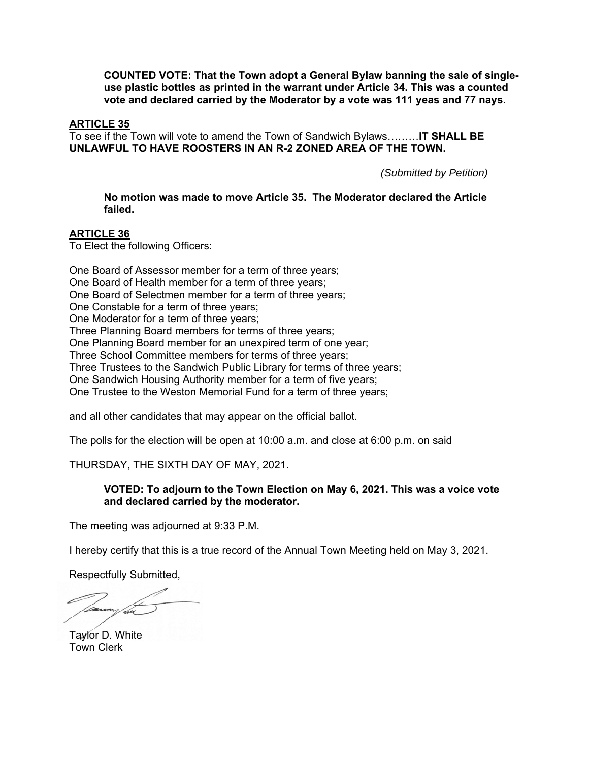**COUNTED VOTE: That the Town adopt a General Bylaw banning the sale of single-use plastic bottles as printed in the warrant under Article 34. This was a counted vote and declared carried by the Moderator by a vote was 111 yeas and 77 nays.**

**ARTICLE 35**

To see if the Town will vote to amend the Town of Sandwich Bylaws………**IT SHALL BE UNLAWFUL TO HAVE ROOSTERS IN AN R-2 ZONED AREA OF THE TOWN.**

*(Submitted by Petition)*

**No motion was made to move Article 35. The Moderator declared the Article failed.**

**ARTICLE 36**

To Elect the following Officers:

One Board of Assessor member for a term of three years;
One Board of Health member for a term of three years;
One Board of Selectmen member for a term of three years;
One Constable for a term of three years;
One Moderator for a term of three years;
Three Planning Board members for terms of three years;
One Planning Board member for an unexpired term of one year;
Three School Committee members for terms of three years;
Three Trustees to the Sandwich Public Library for terms of three years;
One Sandwich Housing Authority member for a term of five years;
One Trustee to the Weston Memorial Fund for a term of three years;

and all other candidates that may appear on the official ballot.

The polls for the election will be open at 10:00 a.m. and close at 6:00 p.m. on said

THURSDAY, THE SIXTH DAY OF MAY, 2021.

**VOTED: To adjourn to the Town Election on May 6, 2021. This was a voice vote and declared carried by the moderator.**

The meeting was adjourned at 9:33 P.M.

I hereby certify that this is a true record of the Annual Town Meeting held on May 3, 2021.

Respectfully Submitted,

Taylor D. White
Town Clerk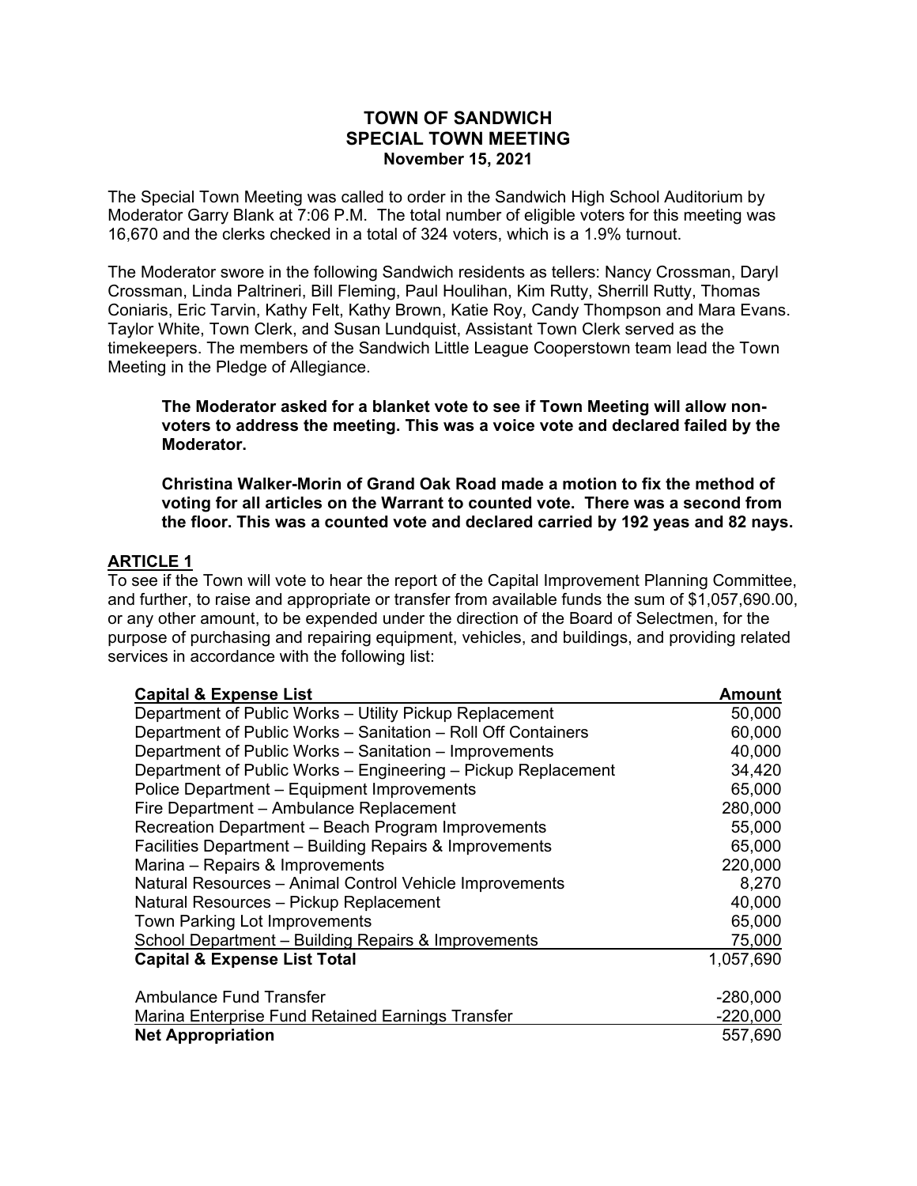# TOWN OF SANDWICH
## SPECIAL TOWN MEETING
**November 15, 2021**

The Special Town Meeting was called to order in the Sandwich High School Auditorium by Moderator Garry Blank at 7:06 P.M. The total number of eligible voters for this meeting was 16,670 and the clerks checked in a total of 324 voters, which is a 1.9% turnout.

The Moderator swore in the following Sandwich residents as tellers: Nancy Crossman, Daryl Crossman, Linda Paltrineri, Bill Fleming, Paul Houlihan, Kim Rutty, Sherrill Rutty, Thomas Coniaris, Eric Tarvin, Kathy Felt, Kathy Brown, Katie Roy, Candy Thompson and Mara Evans. Taylor White, Town Clerk, and Susan Lundquist, Assistant Town Clerk served as the timekeepers. The members of the Sandwich Little League Cooperstown team lead the Town Meeting in the Pledge of Allegiance.

**The Moderator asked for a blanket vote to see if Town Meeting will allow non-voters to address the meeting. This was a voice vote and declared failed by the Moderator.**

**Christina Walker-Morin of Grand Oak Road made a motion to fix the method of voting for all articles on the Warrant to counted vote. There was a second from the floor. This was a counted vote and declared carried by 192 yeas and 82 nays.**

### ARTICLE 1

To see if the Town will vote to hear the report of the Capital Improvement Planning Committee, and further, to raise and appropriate or transfer from available funds the sum of $1,057,690.00, or any other amount, to be expended under the direction of the Board of Selectmen, for the purpose of purchasing and repairing equipment, vehicles, and buildings, and providing related services in accordance with the following list:

| Capital & Expense List | Amount |
|---|---|
| Department of Public Works – Utility Pickup Replacement | 50,000 |
| Department of Public Works – Sanitation – Roll Off Containers | 60,000 |
| Department of Public Works – Sanitation – Improvements | 40,000 |
| Department of Public Works – Engineering – Pickup Replacement | 34,420 |
| Police Department – Equipment Improvements | 65,000 |
| Fire Department – Ambulance Replacement | 280,000 |
| Recreation Department – Beach Program Improvements | 55,000 |
| Facilities Department – Building Repairs & Improvements | 65,000 |
| Marina – Repairs & Improvements | 220,000 |
| Natural Resources – Animal Control Vehicle Improvements | 8,270 |
| Natural Resources – Pickup Replacement | 40,000 |
| Town Parking Lot Improvements | 65,000 |
| School Department – Building Repairs & Improvements | 75,000 |
| **Capital & Expense List Total** | 1,057,690 |
| | |
| Ambulance Fund Transfer | -280,000 |
| Marina Enterprise Fund Retained Earnings Transfer | -220,000 |
| **Net Appropriation** | 557,690 |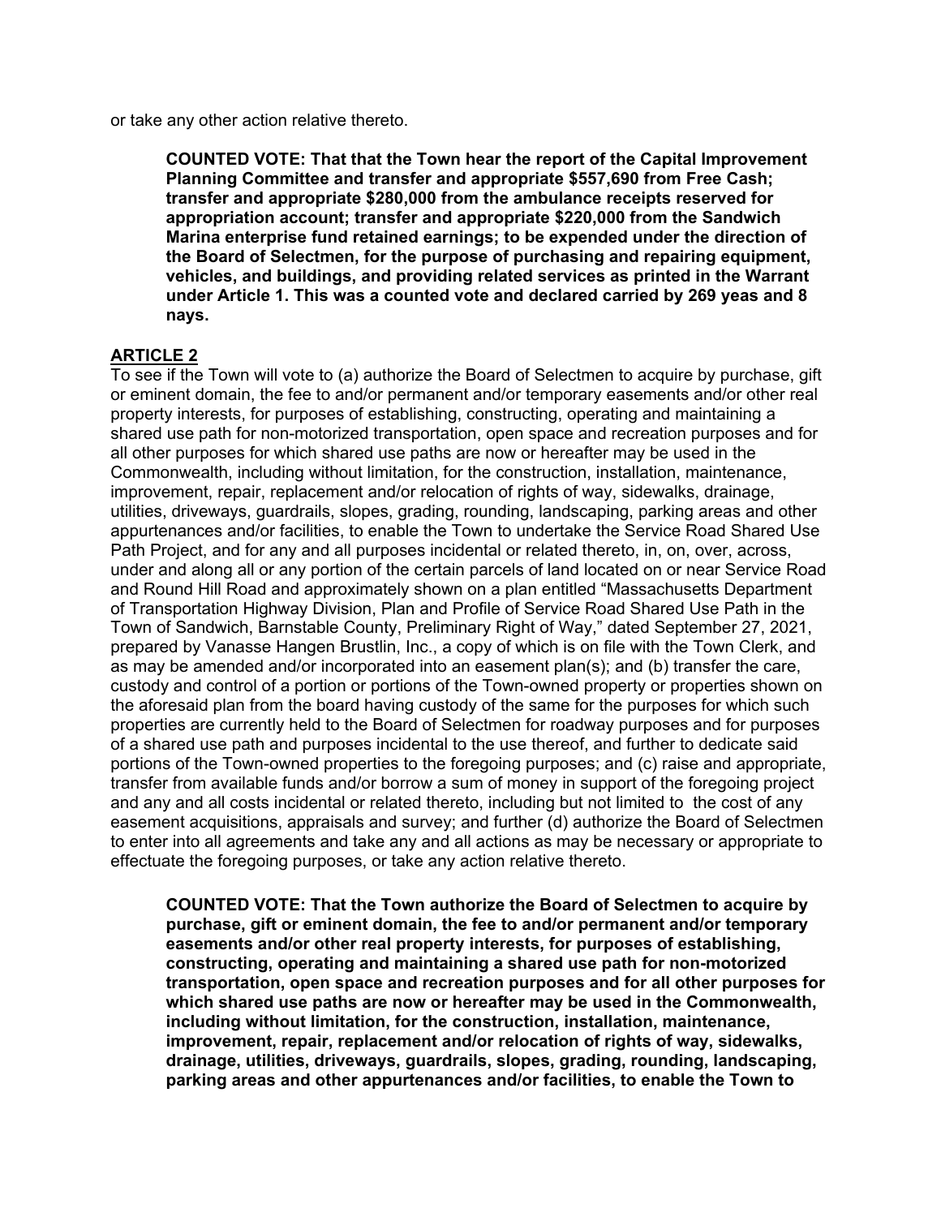or take any other action relative thereto.

**COUNTED VOTE: That that the Town hear the report of the Capital Improvement Planning Committee and transfer and appropriate $557,690 from Free Cash; transfer and appropriate $280,000 from the ambulance receipts reserved for appropriation account; transfer and appropriate $220,000 from the Sandwich Marina enterprise fund retained earnings; to be expended under the direction of the Board of Selectmen, for the purpose of purchasing and repairing equipment, vehicles, and buildings, and providing related services as printed in the Warrant under Article 1. This was a counted vote and declared carried by 269 yeas and 8 nays.**

## ARTICLE 2

To see if the Town will vote to (a) authorize the Board of Selectmen to acquire by purchase, gift or eminent domain, the fee to and/or permanent and/or temporary easements and/or other real property interests, for purposes of establishing, constructing, operating and maintaining a shared use path for non-motorized transportation, open space and recreation purposes and for all other purposes for which shared use paths are now or hereafter may be used in the Commonwealth, including without limitation, for the construction, installation, maintenance, improvement, repair, replacement and/or relocation of rights of way, sidewalks, drainage, utilities, driveways, guardrails, slopes, grading, rounding, landscaping, parking areas and other appurtenances and/or facilities, to enable the Town to undertake the Service Road Shared Use Path Project, and for any and all purposes incidental or related thereto, in, on, over, across, under and along all or any portion of the certain parcels of land located on or near Service Road and Round Hill Road and approximately shown on a plan entitled "Massachusetts Department of Transportation Highway Division, Plan and Profile of Service Road Shared Use Path in the Town of Sandwich, Barnstable County, Preliminary Right of Way," dated September 27, 2021, prepared by Vanasse Hangen Brustlin, Inc., a copy of which is on file with the Town Clerk, and as may be amended and/or incorporated into an easement plan(s); and (b) transfer the care, custody and control of a portion or portions of the Town-owned property or properties shown on the aforesaid plan from the board having custody of the same for the purposes for which such properties are currently held to the Board of Selectmen for roadway purposes and for purposes of a shared use path and purposes incidental to the use thereof, and further to dedicate said portions of the Town-owned properties to the foregoing purposes; and (c) raise and appropriate, transfer from available funds and/or borrow a sum of money in support of the foregoing project and any and all costs incidental or related thereto, including but not limited to the cost of any easement acquisitions, appraisals and survey; and further (d) authorize the Board of Selectmen to enter into all agreements and take any and all actions as may be necessary or appropriate to effectuate the foregoing purposes, or take any action relative thereto.

**COUNTED VOTE: That the Town authorize the Board of Selectmen to acquire by purchase, gift or eminent domain, the fee to and/or permanent and/or temporary easements and/or other real property interests, for purposes of establishing, constructing, operating and maintaining a shared use path for non-motorized transportation, open space and recreation purposes and for all other purposes for which shared use paths are now or hereafter may be used in the Commonwealth, including without limitation, for the construction, installation, maintenance, improvement, repair, replacement and/or relocation of rights of way, sidewalks, drainage, utilities, driveways, guardrails, slopes, grading, rounding, landscaping, parking areas and other appurtenances and/or facilities, to enable the Town to**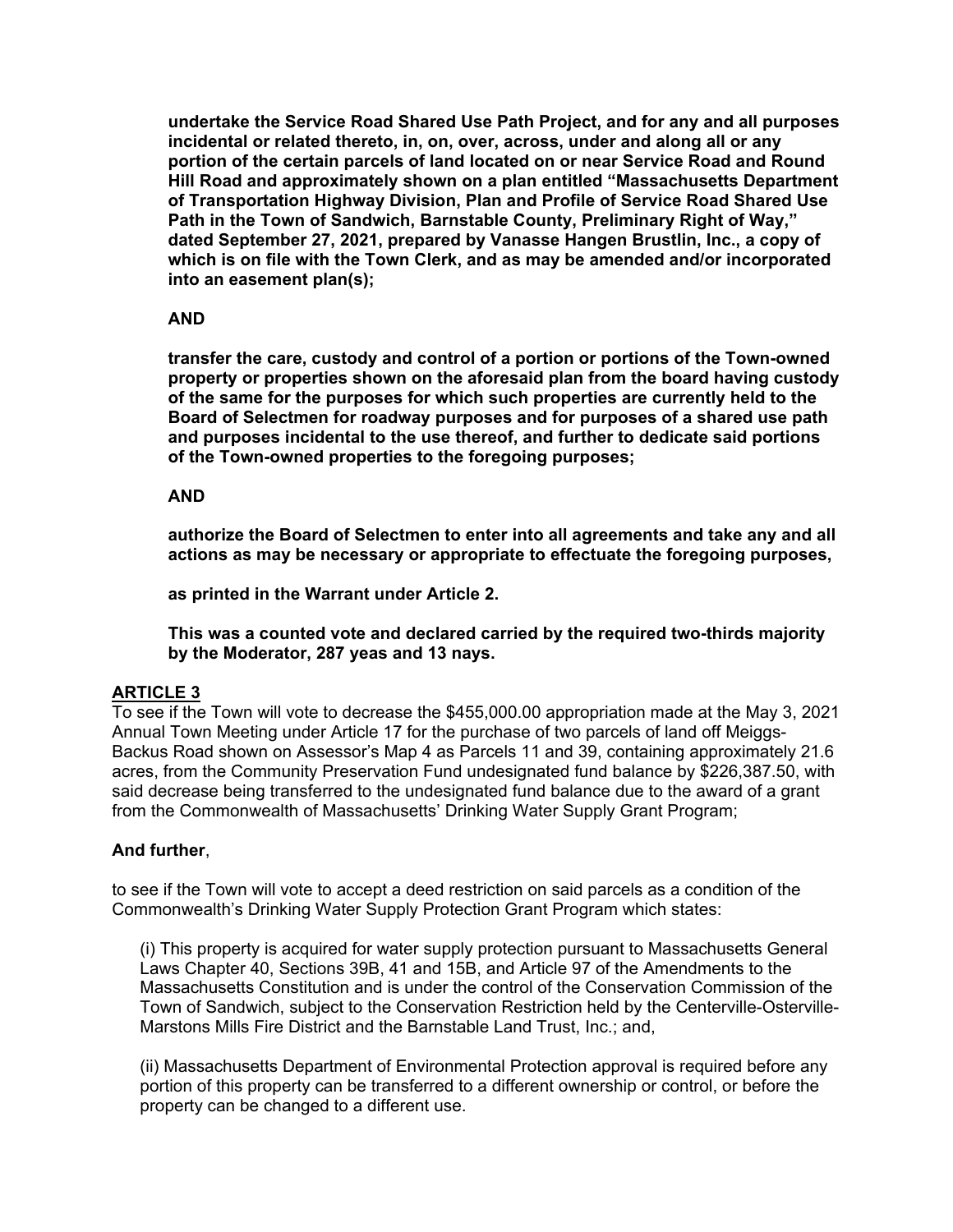**undertake the Service Road Shared Use Path Project, and for any and all purposes incidental or related thereto, in, on, over, across, under and along all or any portion of the certain parcels of land located on or near Service Road and Round Hill Road and approximately shown on a plan entitled "Massachusetts Department of Transportation Highway Division, Plan and Profile of Service Road Shared Use Path in the Town of Sandwich, Barnstable County, Preliminary Right of Way," dated September 27, 2021, prepared by Vanasse Hangen Brustlin, Inc., a copy of which is on file with the Town Clerk, and as may be amended and/or incorporated into an easement plan(s);**

**AND**

**transfer the care, custody and control of a portion or portions of the Town-owned property or properties shown on the aforesaid plan from the board having custody of the same for the purposes for which such properties are currently held to the Board of Selectmen for roadway purposes and for purposes of a shared use path and purposes incidental to the use thereof, and further to dedicate said portions of the Town-owned properties to the foregoing purposes;**

**AND**

**authorize the Board of Selectmen to enter into all agreements and take any and all actions as may be necessary or appropriate to effectuate the foregoing purposes,**

**as printed in the Warrant under Article 2.**

**This was a counted vote and declared carried by the required two-thirds majority by the Moderator, 287 yeas and 13 nays.**

## ARTICLE 3

To see if the Town will vote to decrease the $455,000.00 appropriation made at the May 3, 2021 Annual Town Meeting under Article 17 for the purchase of two parcels of land off Meiggs-Backus Road shown on Assessor's Map 4 as Parcels 11 and 39, containing approximately 21.6 acres, from the Community Preservation Fund undesignated fund balance by $226,387.50, with said decrease being transferred to the undesignated fund balance due to the award of a grant from the Commonwealth of Massachusetts' Drinking Water Supply Grant Program;

**And further**,

to see if the Town will vote to accept a deed restriction on said parcels as a condition of the Commonwealth's Drinking Water Supply Protection Grant Program which states:

(i) This property is acquired for water supply protection pursuant to Massachusetts General Laws Chapter 40, Sections 39B, 41 and 15B, and Article 97 of the Amendments to the Massachusetts Constitution and is under the control of the Conservation Commission of the Town of Sandwich, subject to the Conservation Restriction held by the Centerville-Osterville-Marstons Mills Fire District and the Barnstable Land Trust, Inc.; and,

(ii) Massachusetts Department of Environmental Protection approval is required before any portion of this property can be transferred to a different ownership or control, or before the property can be changed to a different use.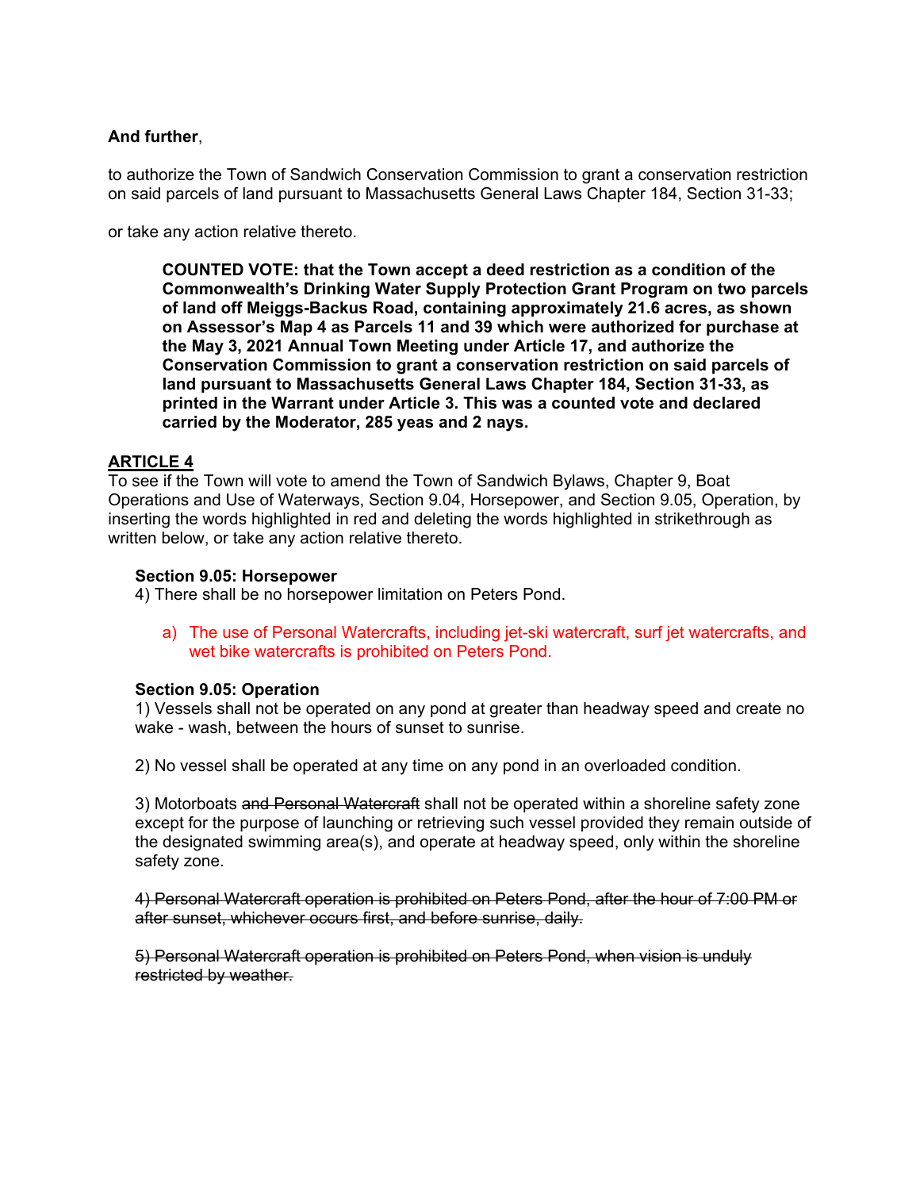**And further**,

to authorize the Town of Sandwich Conservation Commission to grant a conservation restriction on said parcels of land pursuant to Massachusetts General Laws Chapter 184, Section 31-33;

or take any action relative thereto.

> **COUNTED VOTE: that the Town accept a deed restriction as a condition of the Commonwealth's Drinking Water Supply Protection Grant Program on two parcels of land off Meiggs-Backus Road, containing approximately 21.6 acres, as shown on Assessor's Map 4 as Parcels 11 and 39 which were authorized for purchase at the May 3, 2021 Annual Town Meeting under Article 17, and authorize the Conservation Commission to grant a conservation restriction on said parcels of land pursuant to Massachusetts General Laws Chapter 184, Section 31-33, as printed in the Warrant under Article 3. This was a counted vote and declared carried by the Moderator, 285 yeas and 2 nays.**

## ARTICLE 4

To see if the Town will vote to amend the Town of Sandwich Bylaws, Chapter 9, Boat Operations and Use of Waterways, Section 9.04, Horsepower, and Section 9.05, Operation, by inserting the words highlighted in red and deleting the words highlighted in strikethrough as written below, or take any action relative thereto.

**Section 9.05: Horsepower**

4) There shall be no horsepower limitation on Peters Pond.

   a) The use of Personal Watercrafts, including jet-ski watercraft, surf jet watercrafts, and wet bike watercrafts is prohibited on Peters Pond.

**Section 9.05: Operation**

1) Vessels shall not be operated on any pond at greater than headway speed and create no wake - wash, between the hours of sunset to sunrise.

2) No vessel shall be operated at any time on any pond in an overloaded condition.

3) Motorboats ~~and Personal Watercraft~~ shall not be operated within a shoreline safety zone except for the purpose of launching or retrieving such vessel provided they remain outside of the designated swimming area(s), and operate at headway speed, only within the shoreline safety zone.

~~4) Personal Watercraft operation is prohibited on Peters Pond, after the hour of 7:00 PM or after sunset, whichever occurs first, and before sunrise, daily.~~

~~5) Personal Watercraft operation is prohibited on Peters Pond, when vision is unduly restricted by weather.~~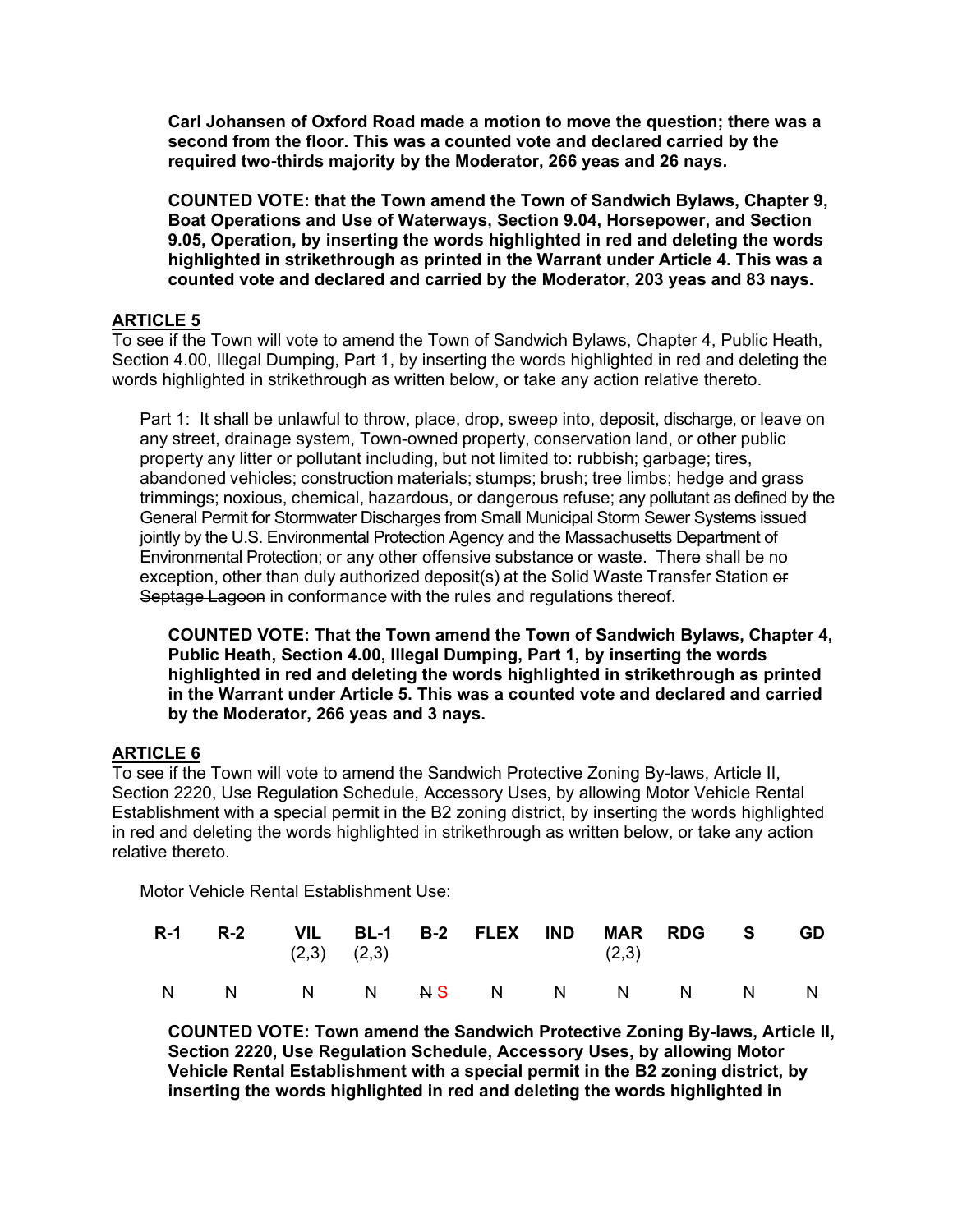**Carl Johansen of Oxford Road made a motion to move the question; there was a second from the floor. This was a counted vote and declared carried by the required two-thirds majority by the Moderator, 266 yeas and 26 nays.**

**COUNTED VOTE: that the Town amend the Town of Sandwich Bylaws, Chapter 9, Boat Operations and Use of Waterways, Section 9.04, Horsepower, and Section 9.05, Operation, by inserting the words highlighted in red and deleting the words highlighted in strikethrough as printed in the Warrant under Article 4. This was a counted vote and declared and carried by the Moderator, 203 yeas and 83 nays.**

## ARTICLE 5

To see if the Town will vote to amend the Town of Sandwich Bylaws, Chapter 4, Public Heath, Section 4.00, Illegal Dumping, Part 1, by inserting the words highlighted in red and deleting the words highlighted in strikethrough as written below, or take any action relative thereto.

Part 1: It shall be unlawful to throw, place, drop, sweep into, deposit, discharge, or leave on any street, drainage system, Town-owned property, conservation land, or other public property any litter or pollutant including, but not limited to: rubbish; garbage; tires, abandoned vehicles; construction materials; stumps; brush; tree limbs; hedge and grass trimmings; noxious, chemical, hazardous, or dangerous refuse; any pollutant as defined by the General Permit for Stormwater Discharges from Small Municipal Storm Sewer Systems issued jointly by the U.S. Environmental Protection Agency and the Massachusetts Department of Environmental Protection; or any other offensive substance or waste. There shall be no exception, other than duly authorized deposit(s) at the Solid Waste Transfer Station ~~or Septage Lagoon~~ in conformance with the rules and regulations thereof.

**COUNTED VOTE: That the Town amend the Town of Sandwich Bylaws, Chapter 4, Public Heath, Section 4.00, Illegal Dumping, Part 1, by inserting the words highlighted in red and deleting the words highlighted in strikethrough as printed in the Warrant under Article 5. This was a counted vote and declared and carried by the Moderator, 266 yeas and 3 nays.**

## ARTICLE 6

To see if the Town will vote to amend the Sandwich Protective Zoning By-laws, Article II, Section 2220, Use Regulation Schedule, Accessory Uses, by allowing Motor Vehicle Rental Establishment with a special permit in the B2 zoning district, by inserting the words highlighted in red and deleting the words highlighted in strikethrough as written below, or take any action relative thereto.

Motor Vehicle Rental Establishment Use:

| R-1 | R-2 | VIL (2,3) | BL-1 (2,3) | B-2 | FLEX | IND | MAR (2,3) | RDG | S | GD |
|---|---|---|---|---|---|---|---|---|---|---|
| N | N | N | N | ~~N~~ S | N | N | N | N | N | N |

**COUNTED VOTE: Town amend the Sandwich Protective Zoning By-laws, Article II, Section 2220, Use Regulation Schedule, Accessory Uses, by allowing Motor Vehicle Rental Establishment with a special permit in the B2 zoning district, by inserting the words highlighted in red and deleting the words highlighted in**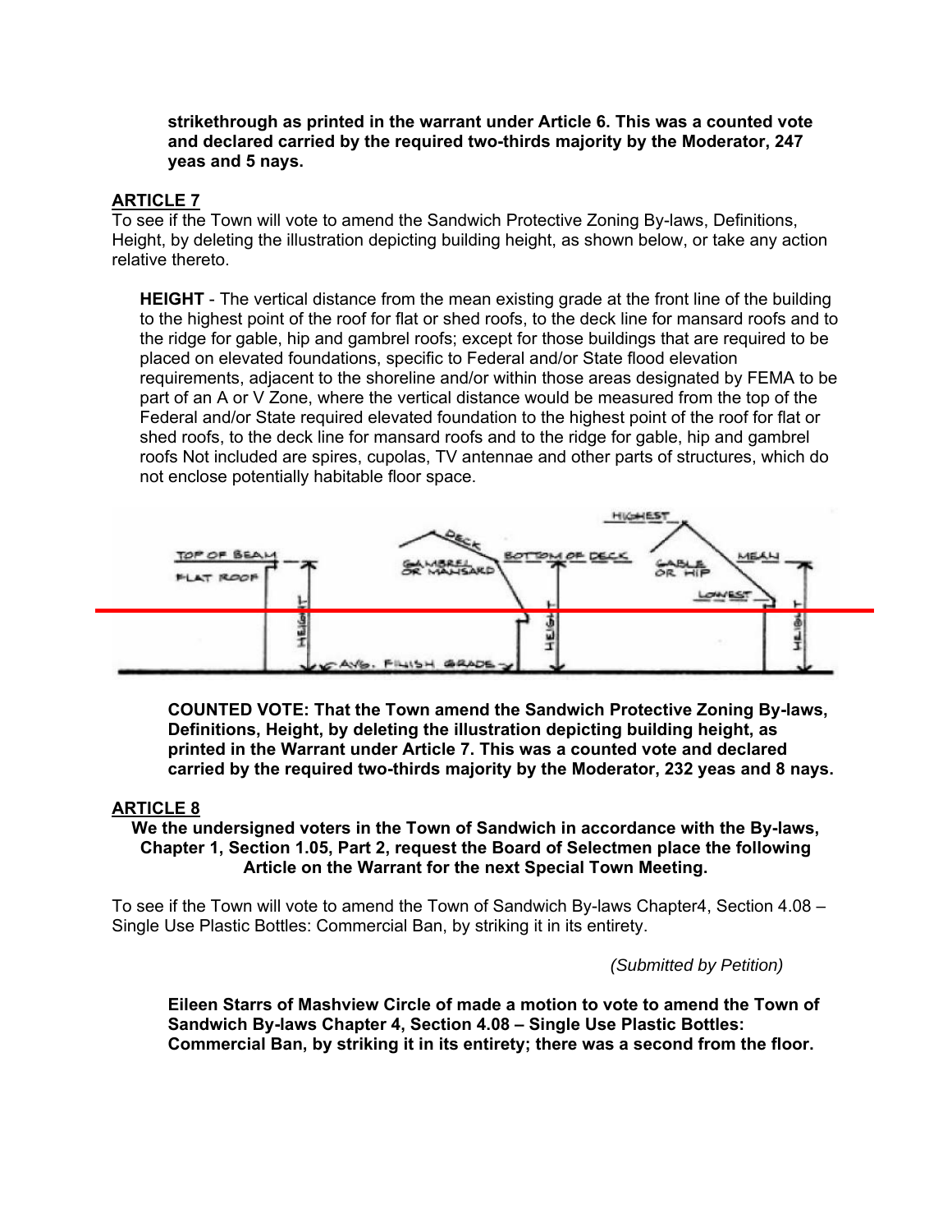**strikethrough as printed in the warrant under Article 6. This was a counted vote and declared carried by the required two-thirds majority by the Moderator, 247 yeas and 5 nays.**

## ARTICLE 7

To see if the Town will vote to amend the Sandwich Protective Zoning By-laws, Definitions, Height, by deleting the illustration depicting building height, as shown below, or take any action relative thereto.

> **HEIGHT** - The vertical distance from the mean existing grade at the front line of the building to the highest point of the roof for flat or shed roofs, to the deck line for mansard roofs and to the ridge for gable, hip and gambrel roofs; except for those buildings that are required to be placed on elevated foundations, specific to Federal and/or State flood elevation requirements, adjacent to the shoreline and/or within those areas designated by FEMA to be part of an A or V Zone, where the vertical distance would be measured from the top of the Federal and/or State required elevated foundation to the highest point of the roof for flat or shed roofs, to the deck line for mansard roofs and to the ridge for gable, hip and gambrel roofs Not included are spires, cupolas, TV antennae and other parts of structures, which do not enclose potentially habitable floor space.

**COUNTED VOTE: That the Town amend the Sandwich Protective Zoning By-laws, Definitions, Height, by deleting the illustration depicting building height, as printed in the Warrant under Article 7. This was a counted vote and declared carried by the required two-thirds majority by the Moderator, 232 yeas and 8 nays.**

## ARTICLE 8

**We the undersigned voters in the Town of Sandwich in accordance with the By-laws, Chapter 1, Section 1.05, Part 2, request the Board of Selectmen place the following Article on the Warrant for the next Special Town Meeting.**

To see if the Town will vote to amend the Town of Sandwich By-laws Chapter4, Section 4.08 – Single Use Plastic Bottles: Commercial Ban, by striking it in its entirety.

*(Submitted by Petition)*

**Eileen Starrs of Mashview Circle of made a motion to vote to amend the Town of Sandwich By-laws Chapter 4, Section 4.08 – Single Use Plastic Bottles: Commercial Ban, by striking it in its entirety; there was a second from the floor.**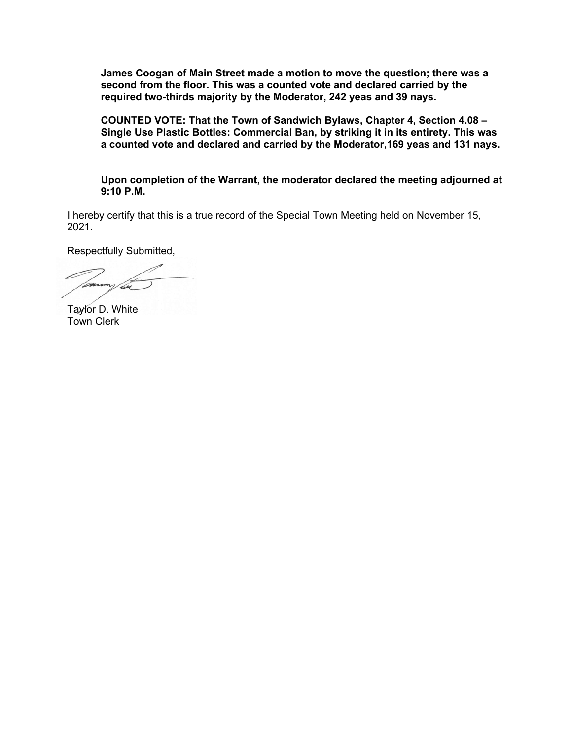**James Coogan of Main Street made a motion to move the question; there was a second from the floor. This was a counted vote and declared carried by the required two-thirds majority by the Moderator, 242 yeas and 39 nays.**

**COUNTED VOTE: That the Town of Sandwich Bylaws, Chapter 4, Section 4.08 – Single Use Plastic Bottles: Commercial Ban, by striking it in its entirety. This was a counted vote and declared and carried by the Moderator,169 yeas and 131 nays.**

**Upon completion of the Warrant, the moderator declared the meeting adjourned at 9:10 P.M.**

I hereby certify that this is a true record of the Special Town Meeting held on November 15, 2021.

Respectfully Submitted,

Taylor D. White
Town Clerk